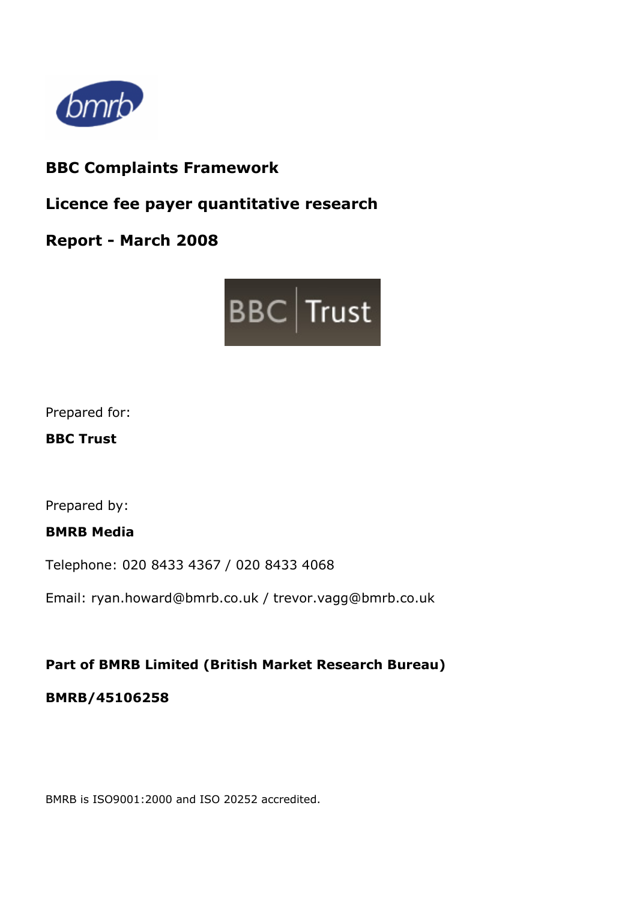**BBC Complaints Framework**

**Licence fee payer quantitative research**

**Report - March 2008**

Prepared for:

**BBC Trust**

Prepared by:

**BMRB Media**

Telephone: 020 8433 4367 / 020 8433 4068

Email: ryan.howard@bmrb.co.uk / trevor.vagg@bmrb.co.uk

**Part of BMRB Limited (British Market Research Bureau)**

**BMRB/45106258**

BMRB is ISO9001:2000 and ISO 20252 accredited.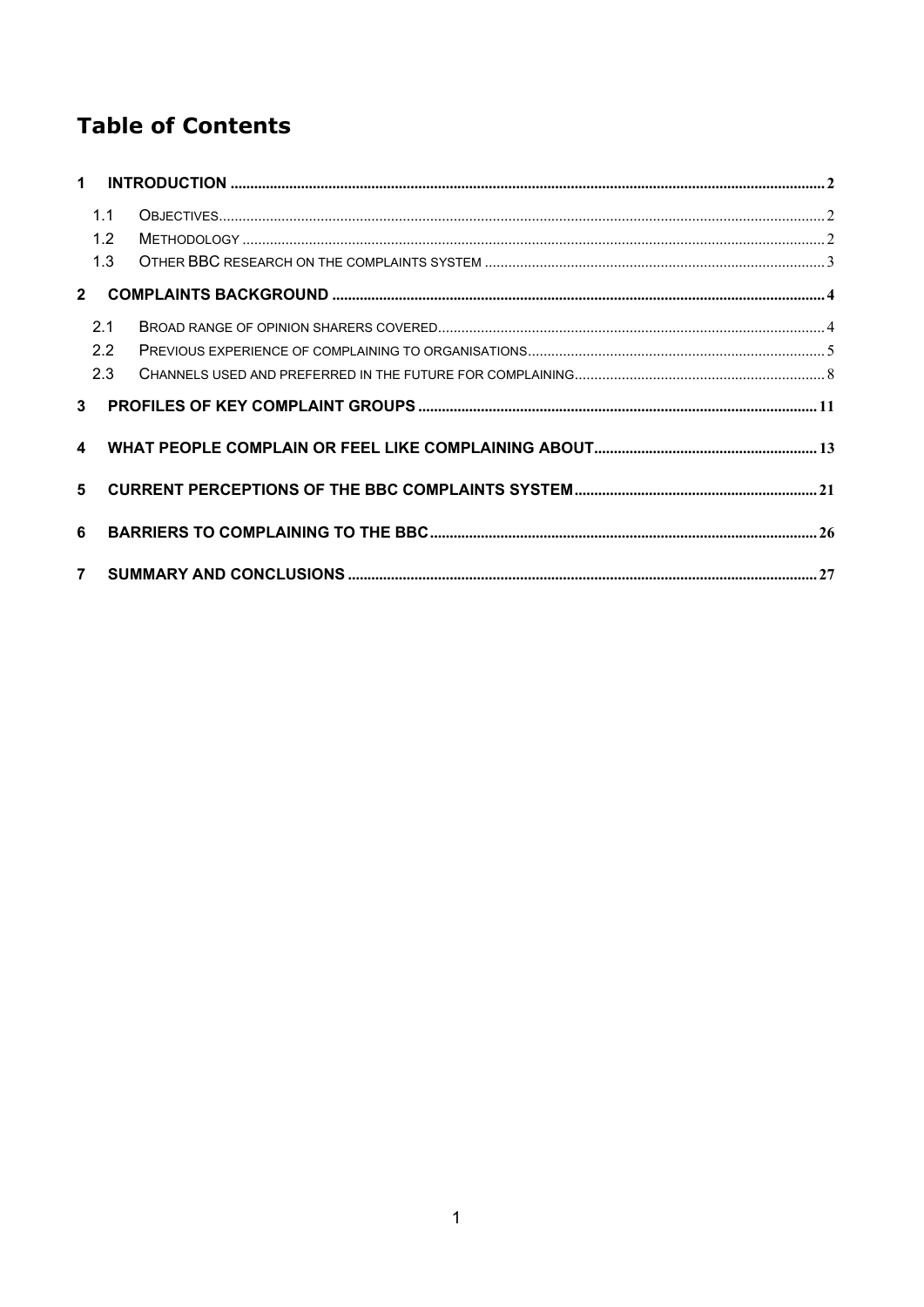# Table of Contents

1 INTRODUCTION ..... 2
- 1.1 OBJECTIVES ..... 2
- 1.2 METHODOLOGY ..... 2
- 1.3 OTHER BBC RESEARCH ON THE COMPLAINTS SYSTEM ..... 3

2 COMPLAINTS BACKGROUND ..... 4
- 2.1 BROAD RANGE OF OPINION SHARERS COVERED ..... 4
- 2.2 PREVIOUS EXPERIENCE OF COMPLAINING TO ORGANISATIONS ..... 5
- 2.3 CHANNELS USED AND PREFERRED IN THE FUTURE FOR COMPLAINING ..... 8

3 PROFILES OF KEY COMPLAINT GROUPS ..... 11

4 WHAT PEOPLE COMPLAIN OR FEEL LIKE COMPLAINING ABOUT ..... 13

5 CURRENT PERCEPTIONS OF THE BBC COMPLAINTS SYSTEM ..... 21

6 BARRIERS TO COMPLAINING TO THE BBC ..... 26

7 SUMMARY AND CONCLUSIONS ..... 27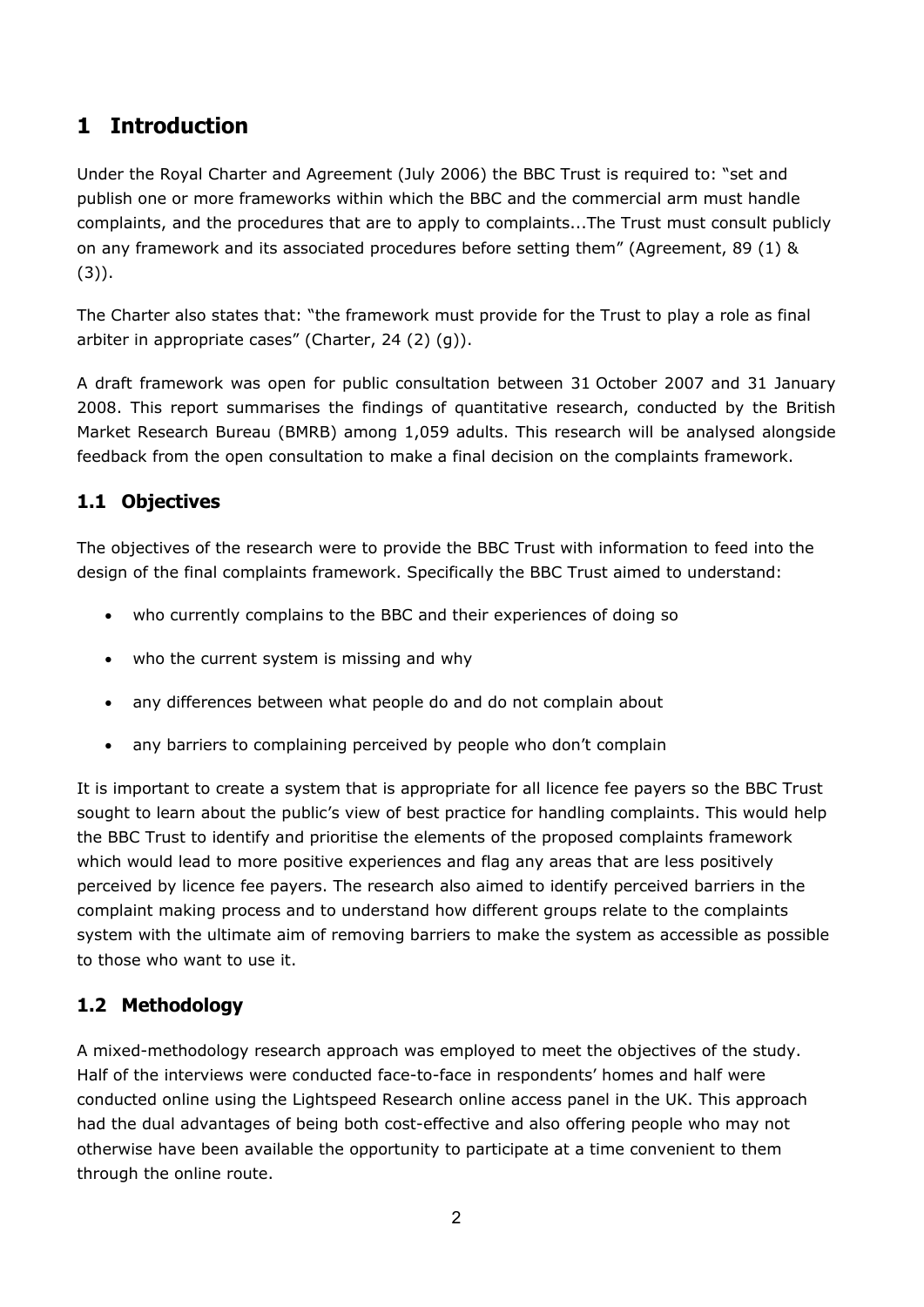# 1 Introduction

Under the Royal Charter and Agreement (July 2006) the BBC Trust is required to: "set and publish one or more frameworks within which the BBC and the commercial arm must handle complaints, and the procedures that are to apply to complaints...The Trust must consult publicly on any framework and its associated procedures before setting them" (Agreement, 89 (1) & (3)).

The Charter also states that: "the framework must provide for the Trust to play a role as final arbiter in appropriate cases" (Charter, 24 (2) (g)).

A draft framework was open for public consultation between 31 October 2007 and 31 January 2008. This report summarises the findings of quantitative research, conducted by the British Market Research Bureau (BMRB) among 1,059 adults. This research will be analysed alongside feedback from the open consultation to make a final decision on the complaints framework.

## 1.1 Objectives

The objectives of the research were to provide the BBC Trust with information to feed into the design of the final complaints framework. Specifically the BBC Trust aimed to understand:

- who currently complains to the BBC and their experiences of doing so
- who the current system is missing and why
- any differences between what people do and do not complain about
- any barriers to complaining perceived by people who don't complain

It is important to create a system that is appropriate for all licence fee payers so the BBC Trust sought to learn about the public's view of best practice for handling complaints. This would help the BBC Trust to identify and prioritise the elements of the proposed complaints framework which would lead to more positive experiences and flag any areas that are less positively perceived by licence fee payers. The research also aimed to identify perceived barriers in the complaint making process and to understand how different groups relate to the complaints system with the ultimate aim of removing barriers to make the system as accessible as possible to those who want to use it.

## 1.2 Methodology

A mixed-methodology research approach was employed to meet the objectives of the study. Half of the interviews were conducted face-to-face in respondents' homes and half were conducted online using the Lightspeed Research online access panel in the UK. This approach had the dual advantages of being both cost-effective and also offering people who may not otherwise have been available the opportunity to participate at a time convenient to them through the online route.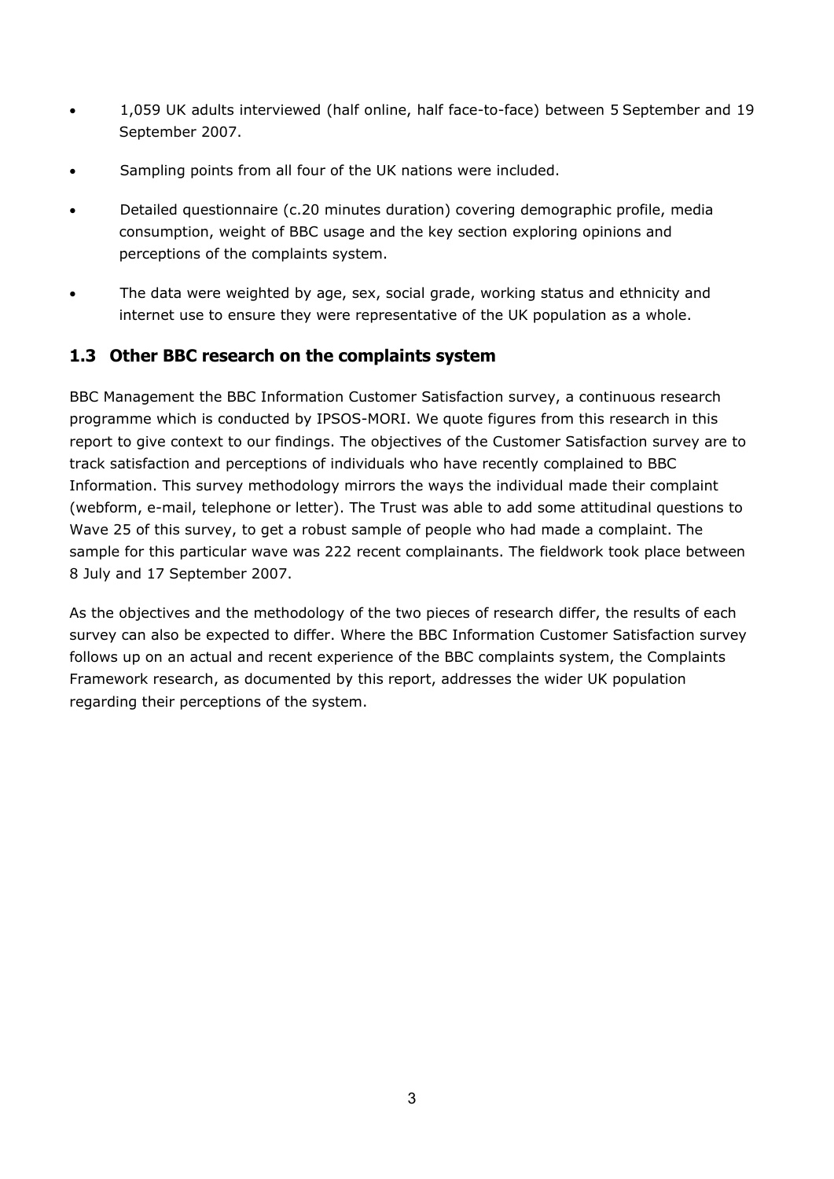- 1,059 UK adults interviewed (half online, half face-to-face) between 5 September and 19 September 2007.
- Sampling points from all four of the UK nations were included.
- Detailed questionnaire (c.20 minutes duration) covering demographic profile, media consumption, weight of BBC usage and the key section exploring opinions and perceptions of the complaints system.
- The data were weighted by age, sex, social grade, working status and ethnicity and internet use to ensure they were representative of the UK population as a whole.

## 1.3 Other BBC research on the complaints system

BBC Management the BBC Information Customer Satisfaction survey, a continuous research programme which is conducted by IPSOS-MORI. We quote figures from this research in this report to give context to our findings. The objectives of the Customer Satisfaction survey are to track satisfaction and perceptions of individuals who have recently complained to BBC Information. This survey methodology mirrors the ways the individual made their complaint (webform, e-mail, telephone or letter). The Trust was able to add some attitudinal questions to Wave 25 of this survey, to get a robust sample of people who had made a complaint. The sample for this particular wave was 222 recent complainants. The fieldwork took place between 8 July and 17 September 2007.

As the objectives and the methodology of the two pieces of research differ, the results of each survey can also be expected to differ. Where the BBC Information Customer Satisfaction survey follows up on an actual and recent experience of the BBC complaints system, the Complaints Framework research, as documented by this report, addresses the wider UK population regarding their perceptions of the system.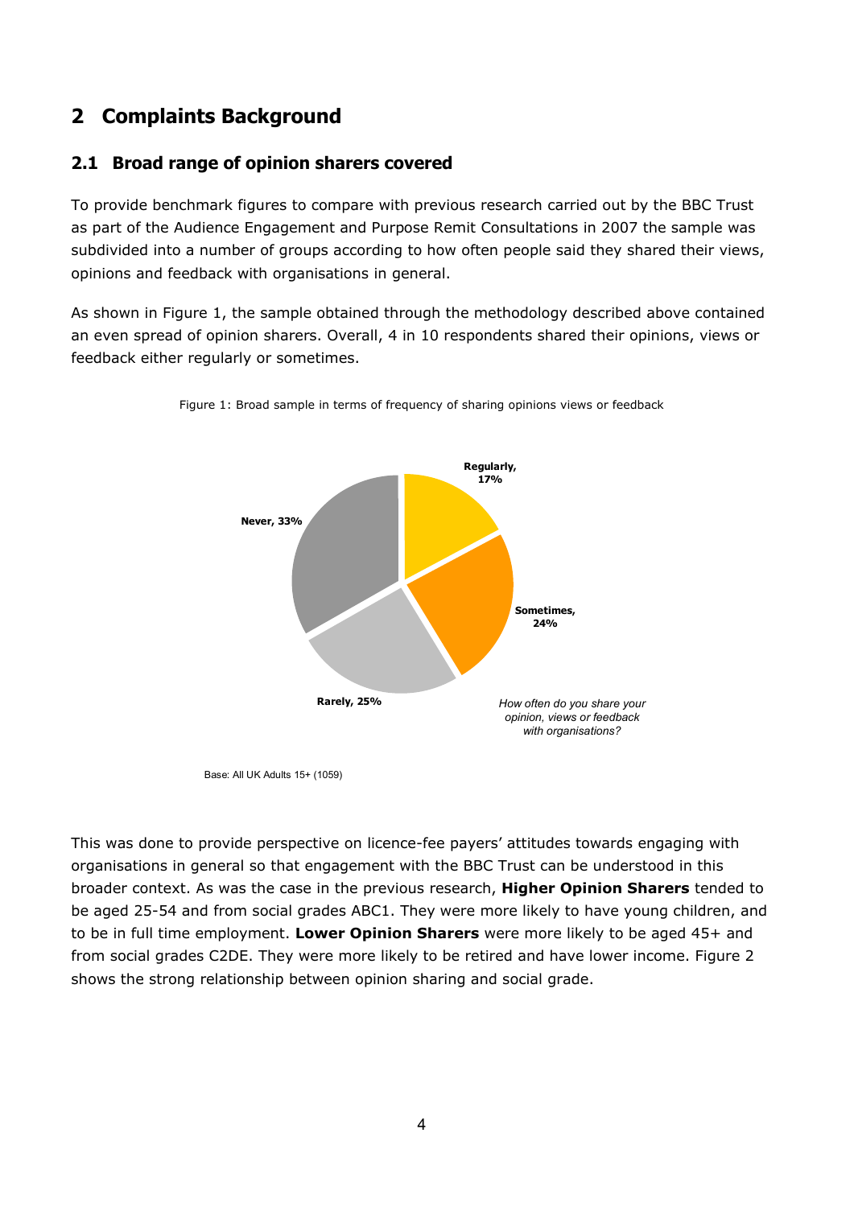# 2 Complaints Background

## 2.1 Broad range of opinion sharers covered

To provide benchmark figures to compare with previous research carried out by the BBC Trust as part of the Audience Engagement and Purpose Remit Consultations in 2007 the sample was subdivided into a number of groups according to how often people said they shared their views, opinions and feedback with organisations in general.

As shown in Figure 1, the sample obtained through the methodology described above contained an even spread of opinion sharers. Overall, 4 in 10 respondents shared their opinions, views or feedback either regularly or sometimes.

Figure 1: Broad sample in terms of frequency of sharing opinions views or feedback

Regularly, 17%

Sometimes, 24%

Rarely, 25%

Never, 33%

*How often do you share your opinion, views or feedback with organisations?*

Base: All UK Adults 15+ (1059)

This was done to provide perspective on licence-fee payers' attitudes towards engaging with organisations in general so that engagement with the BBC Trust can be understood in this broader context. As was the case in the previous research, **Higher Opinion Sharers** tended to be aged 25-54 and from social grades ABC1. They were more likely to have young children, and to be in full time employment. **Lower Opinion Sharers** were more likely to be aged 45+ and from social grades C2DE. They were more likely to be retired and have lower income. Figure 2 shows the strong relationship between opinion sharing and social grade.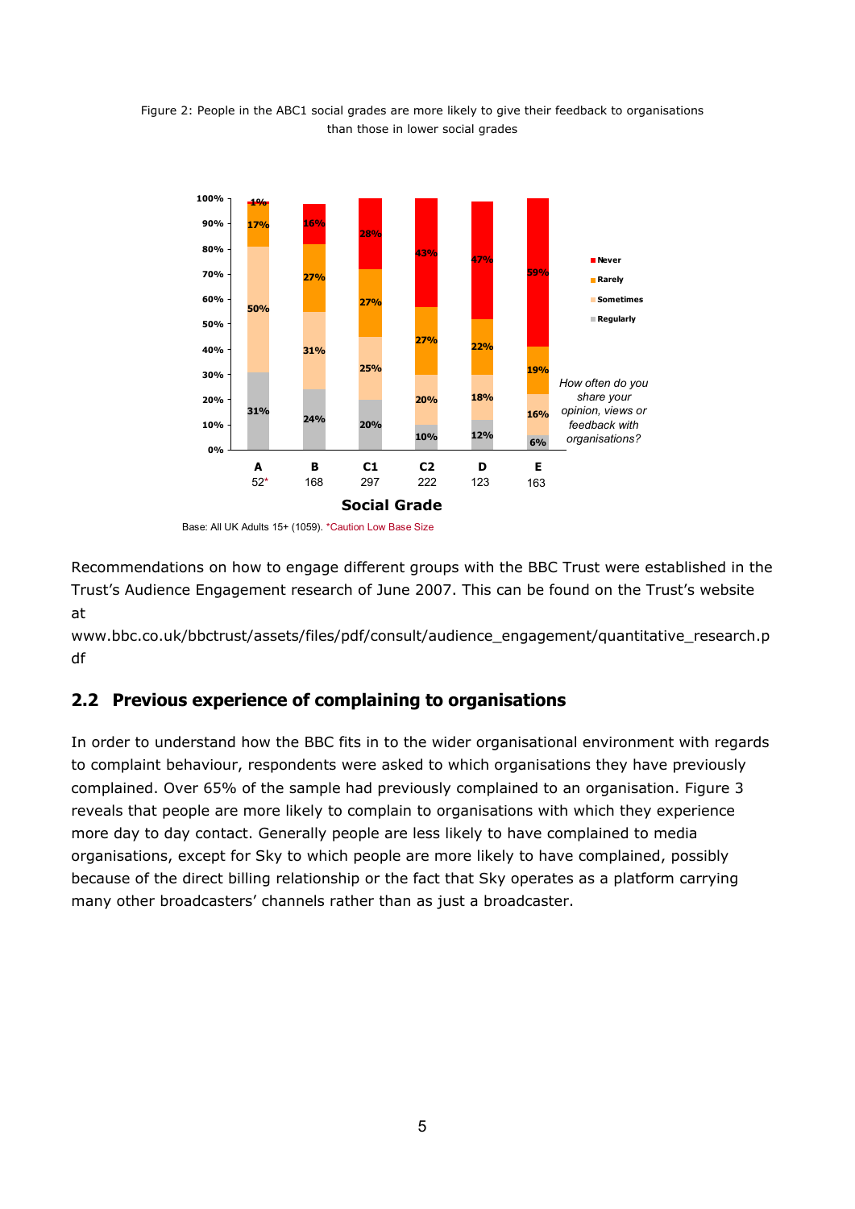Figure 2: People in the ABC1 social grades are more likely to give their feedback to organisations than those in lower social grades

| Social Grade | A | B | C1 | C2 | D | E |
|---|---|---|---|---|---|---|
| Base | 52* | 168 | 297 | 222 | 123 | 163 |
| Never | 1% | 16% | 28% | 43% | 47% | 59% |
| Rarely | 17% | 27% | 27% | 27% | 22% | 19% |
| Sometimes | 50% | 31% | 25% | 20% | 18% | 16% |
| Regularly | 31% | 24% | 20% | 10% | 12% | 6% |

*How often do you share your opinion, views or feedback with organisations?*

Base: All UK Adults 15+ (1059). *Caution Low Base Size

Recommendations on how to engage different groups with the BBC Trust were established in the Trust's Audience Engagement research of June 2007. This can be found on the Trust's website at www.bbc.co.uk/bbctrust/assets/files/pdf/consult/audience_engagement/quantitative_research.pdf

## 2.2 Previous experience of complaining to organisations

In order to understand how the BBC fits in to the wider organisational environment with regards to complaint behaviour, respondents were asked to which organisations they have previously complained. Over 65% of the sample had previously complained to an organisation. Figure 3 reveals that people are more likely to complain to organisations with which they experience more day to day contact. Generally people are less likely to have complained to media organisations, except for Sky to which people are more likely to have complained, possibly because of the direct billing relationship or the fact that Sky operates as a platform carrying many other broadcasters' channels rather than as just a broadcaster.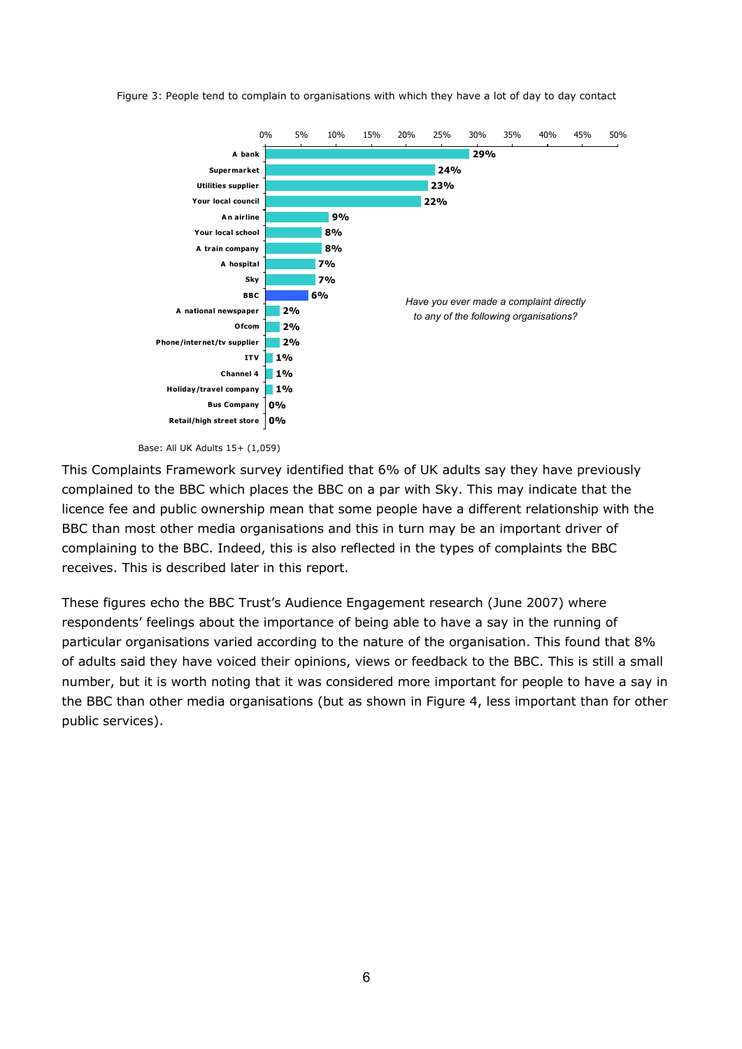Figure 3: People tend to complain to organisations with which they have a lot of day to day contact

*Have you ever made a complaint directly to any of the following organisations?*

| Organisation | % |
|---|---|
| A bank | 29% |
| Supermarket | 24% |
| Utilities supplier | 23% |
| Your local council | 22% |
| An airline | 9% |
| Your local school | 8% |
| A train company | 8% |
| A hospital | 7% |
| Sky | 7% |
| BBC | 6% |
| A national newspaper | 2% |
| Ofcom | 2% |
| Phone/internet/tv supplier | 2% |
| ITV | 1% |
| Channel 4 | 1% |
| Holiday/travel company | 1% |
| Bus Company | 0% |
| Retail/high street store | 0% |

Base: All UK Adults 15+ (1,059)

This Complaints Framework survey identified that 6% of UK adults say they have previously complained to the BBC which places the BBC on a par with Sky. This may indicate that the licence fee and public ownership mean that some people have a different relationship with the BBC than most other media organisations and this in turn may be an important driver of complaining to the BBC. Indeed, this is also reflected in the types of complaints the BBC receives. This is described later in this report.

These figures echo the BBC Trust's Audience Engagement research (June 2007) where respondents' feelings about the importance of being able to have a say in the running of particular organisations varied according to the nature of the organisation. This found that 8% of adults said they have voiced their opinions, views or feedback to the BBC. This is still a small number, but it is worth noting that it was considered more important for people to have a say in the BBC than other media organisations (but as shown in Figure 4, less important than for other public services).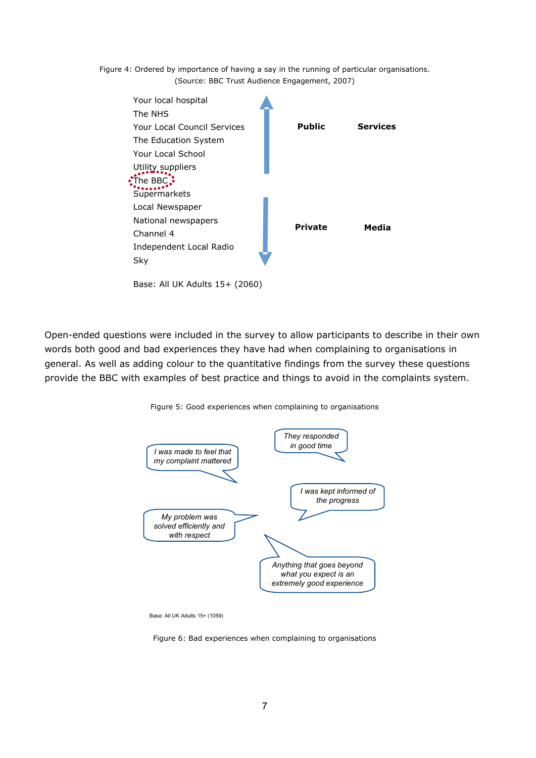Figure 4: Ordered by importance of having a say in the running of particular organisations. (Source: BBC Trust Audience Engagement, 2007)

Your local hospital
The NHS
Your Local Council Services
The Education System
Your Local School
Utility suppliers
The BBC
Supermarkets
Local Newspaper
National newspapers
Channel 4
Independent Local Radio
Sky

**Public** **Services**

**Private** **Media**

Base: All UK Adults 15+ (2060)

Open-ended questions were included in the survey to allow participants to describe in their own words both good and bad experiences they have had when complaining to organisations in general. As well as adding colour to the quantitative findings from the survey these questions provide the BBC with examples of best practice and things to avoid in the complaints system.

Figure 5: Good experiences when complaining to organisations

*They responded in good time*

*I was made to feel that my complaint mattered*

*I was kept informed of the progress*

*My problem was solved efficiently and with respect*

*Anything that goes beyond what you expect is an extremely good experience*

Base: All UK Adults 15+ (1059)

Figure 6: Bad experiences when complaining to organisations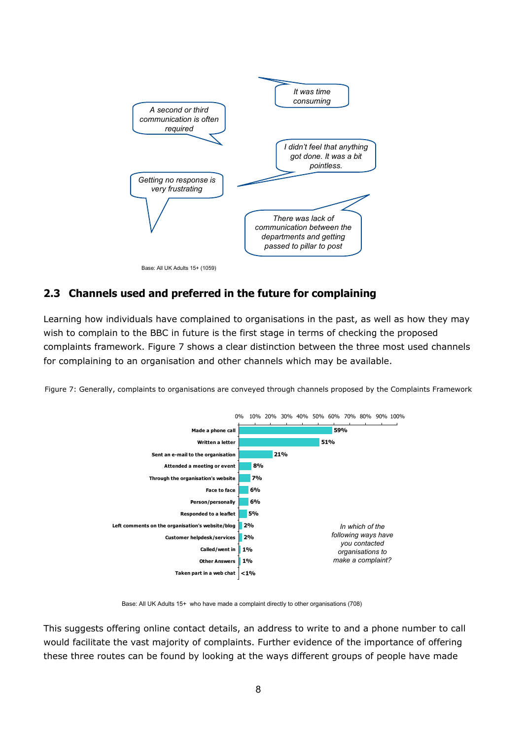A second or third communication is often required

It was time consuming

I didn't feel that anything got done. It was a bit pointless.

Getting no response is very frustrating

There was lack of communication between the departments and getting passed to pillar to post

Base: All UK Adults 15+ (1059)

## 2.3 Channels used and preferred in the future for complaining

Learning how individuals have complained to organisations in the past, as well as how they may wish to complain to the BBC in future is the first stage in terms of checking the proposed complaints framework. Figure 7 shows a clear distinction between the three most used channels for complaining to an organisation and other channels which may be available.

Figure 7: Generally, complaints to organisations are conveyed through channels proposed by the Complaints Framework

*In which of the following ways have you contacted organisations to make a complaint?*

| Channel | % |
|---|---|
| Made a phone call | 59% |
| Written a letter | 51% |
| Sent an e-mail to the organisation | 21% |
| Attended a meeting or event | 8% |
| Through the organisation's website | 7% |
| Face to face | 6% |
| Person/personally | 6% |
| Responded to a leaflet | 5% |
| Left comments on the organisation's website/blog | 2% |
| Customer helpdesk/services | 2% |
| Called/went in | 1% |
| Other Answers | 1% |
| Taken part in a web chat | <1% |

Base: All UK Adults 15+ who have made a complaint directly to other organisations (708)

This suggests offering online contact details, an address to write to and a phone number to call would facilitate the vast majority of complaints. Further evidence of the importance of offering these three routes can be found by looking at the ways different groups of people have made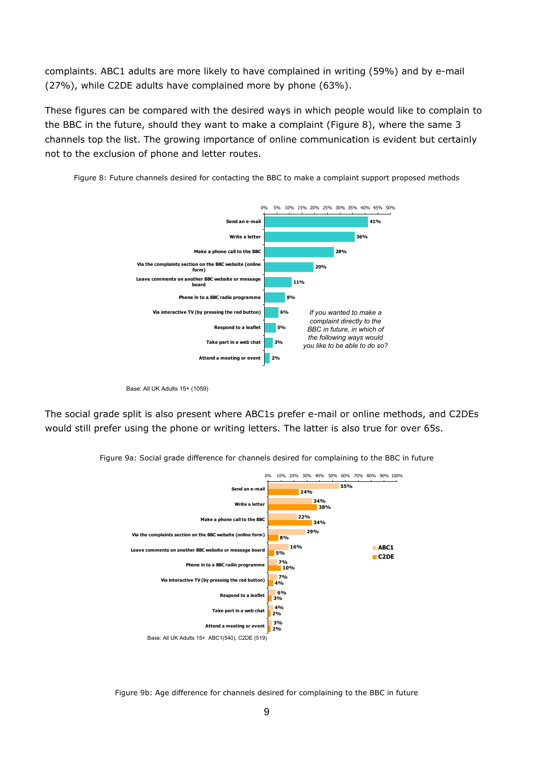complaints. ABC1 adults are more likely to have complained in writing (59%) and by e-mail (27%), while C2DE adults have complained more by phone (63%).

These figures can be compared with the desired ways in which people would like to complain to the BBC in the future, should they want to make a complaint (Figure 8), where the same 3 channels top the list. The growing importance of online communication is evident but certainly not to the exclusion of phone and letter routes.

Figure 8: Future channels desired for contacting the BBC to make a complaint support proposed methods

*If you wanted to make a complaint directly to the BBC in future, in which of the following ways would you like to be able to do so?*

| Channel | % |
|---|---|
| Send an e-mail | 41% |
| Write a letter | 36% |
| Make a phone call to the BBC | 28% |
| Via the complaints section on the BBC website (online form) | 20% |
| Leave comments on another BBC website or message board | 11% |
| Phone in to a BBC radio programme | 8% |
| Via interactive TV (by pressing the red button) | 6% |
| Respond to a leaflet | 5% |
| Take part in a web chat | 3% |
| Attend a meeting or event | 2% |

Base: All UK Adults 15+ (1059)

The social grade split is also present where ABC1s prefer e-mail or online methods, and C2DEs would still prefer using the phone or writing letters. The latter is also true for over 65s.

Figure 9a: Social grade difference for channels desired for complaining to the BBC in future

| Channel | ABC1 | C2DE |
|---|---|---|
| Send an e-mail | 55% | 24% |
| Write a letter | 34% | 38% |
| Make a phone call to the BBC | 22% | 34% |
| Via the complaints section on the BBC website (online form) | 29% | 8% |
| Leave comments on another BBC website or message board | 16% | 5% |
| Phone in to a BBC radio programme | 7% | 10% |
| Via interactive TV (by pressing the red button) | 7% | 4% |
| Respond to a leaflet | 6% | 3% |
| Take part in a web chat | 4% | 2% |
| Attend a meeting or event | 3% | 2% |

Base: All UK Adults 15+ ABC1(540), C2DE (519)

Figure 9b: Age difference for channels desired for complaining to the BBC in future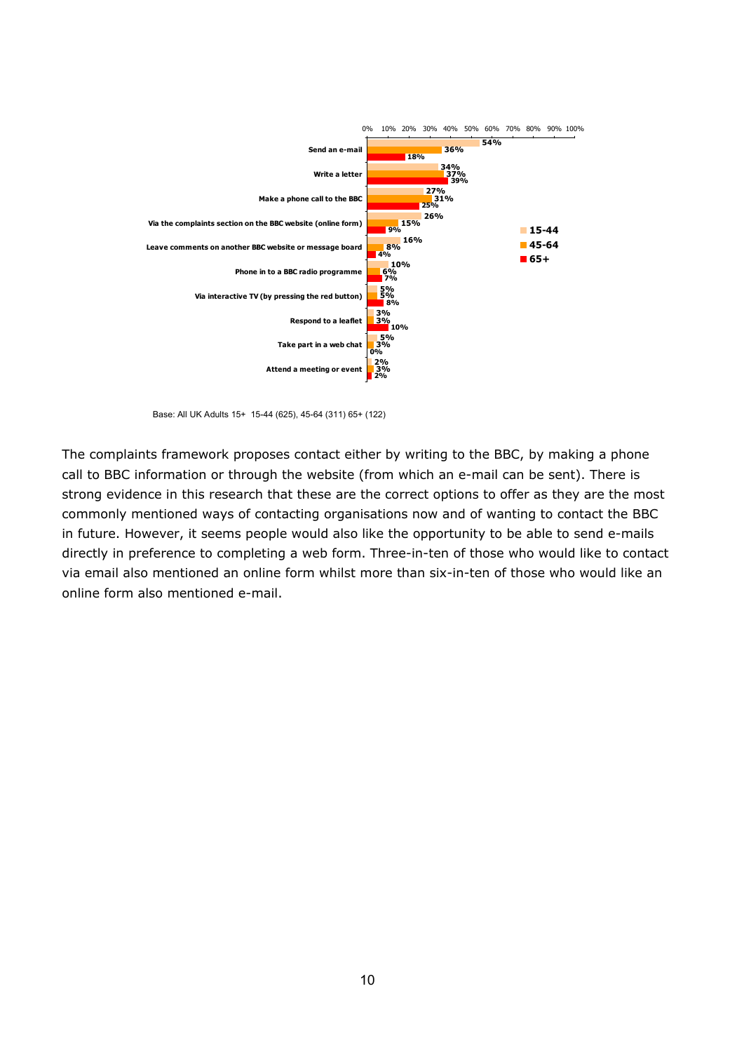| | 15-44 | 45-64 | 65+ |
|---|---|---|---|
| Send an e-mail | 54% | 36% | 18% |
| Write a letter | 34% | 37% | 39% |
| Make a phone call to the BBC | 27% | 31% | 25% |
| Via the complaints section on the BBC website (online form) | 26% | 15% | 9% |
| Leave comments on another BBC website or message board | 16% | 8% | 4% |
| Phone in to a BBC radio programme | 10% | 6% | 7% |
| Via interactive TV (by pressing the red button) | 5% | 5% | 8% |
| Respond to a leaflet | 3% | 3% | 10% |
| Take part in a web chat | 5% | 3% | 0% |
| Attend a meeting or event | 2% | 3% | 2% |

Base: All UK Adults 15+ 15-44 (625), 45-64 (311) 65+ (122)

The complaints framework proposes contact either by writing to the BBC, by making a phone call to BBC information or through the website (from which an e-mail can be sent). There is strong evidence in this research that these are the correct options to offer as they are the most commonly mentioned ways of contacting organisations now and of wanting to contact the BBC in future. However, it seems people would also like the opportunity to be able to send e-mails directly in preference to completing a web form. Three-in-ten of those who would like to contact via email also mentioned an online form whilst more than six-in-ten of those who would like an online form also mentioned e-mail.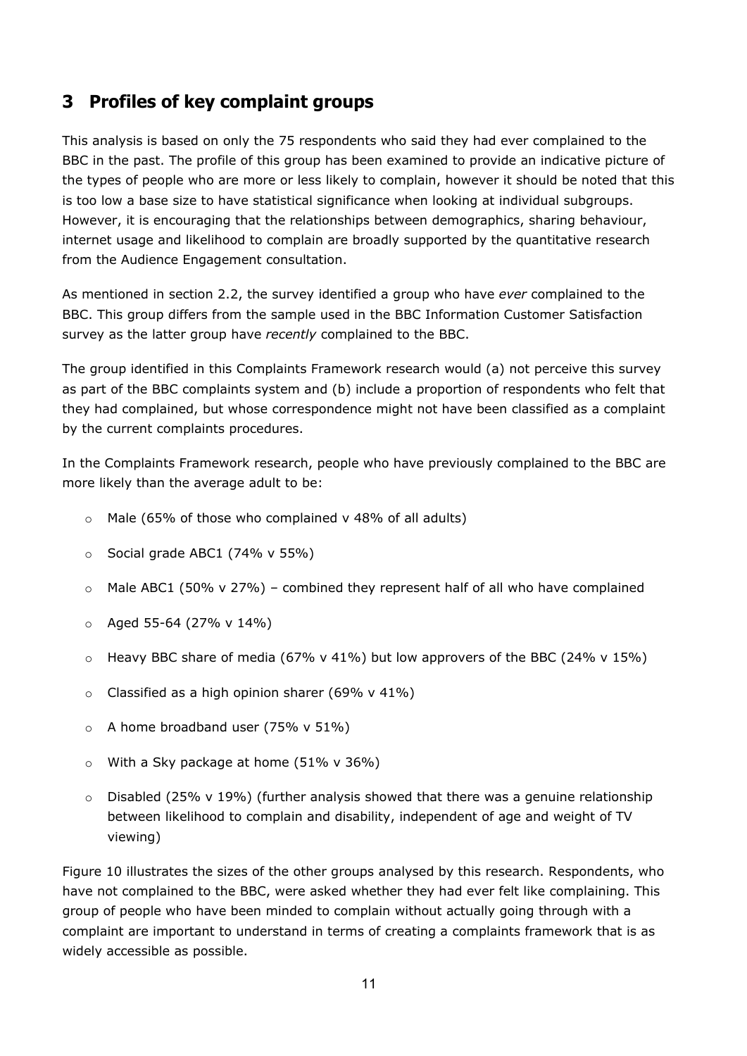## 3 Profiles of key complaint groups

This analysis is based on only the 75 respondents who said they had ever complained to the BBC in the past. The profile of this group has been examined to provide an indicative picture of the types of people who are more or less likely to complain, however it should be noted that this is too low a base size to have statistical significance when looking at individual subgroups. However, it is encouraging that the relationships between demographics, sharing behaviour, internet usage and likelihood to complain are broadly supported by the quantitative research from the Audience Engagement consultation.

As mentioned in section 2.2, the survey identified a group who have *ever* complained to the BBC. This group differs from the sample used in the BBC Information Customer Satisfaction survey as the latter group have *recently* complained to the BBC.

The group identified in this Complaints Framework research would (a) not perceive this survey as part of the BBC complaints system and (b) include a proportion of respondents who felt that they had complained, but whose correspondence might not have been classified as a complaint by the current complaints procedures.

In the Complaints Framework research, people who have previously complained to the BBC are more likely than the average adult to be:

- Male (65% of those who complained v 48% of all adults)
- Social grade ABC1 (74% v 55%)
- Male ABC1 (50% v 27%) – combined they represent half of all who have complained
- Aged 55-64 (27% v 14%)
- Heavy BBC share of media (67% v 41%) but low approvers of the BBC (24% v 15%)
- Classified as a high opinion sharer (69% v 41%)
- A home broadband user (75% v 51%)
- With a Sky package at home (51% v 36%)
- Disabled (25% v 19%) (further analysis showed that there was a genuine relationship between likelihood to complain and disability, independent of age and weight of TV viewing)

Figure 10 illustrates the sizes of the other groups analysed by this research. Respondents, who have not complained to the BBC, were asked whether they had ever felt like complaining. This group of people who have been minded to complain without actually going through with a complaint are important to understand in terms of creating a complaints framework that is as widely accessible as possible.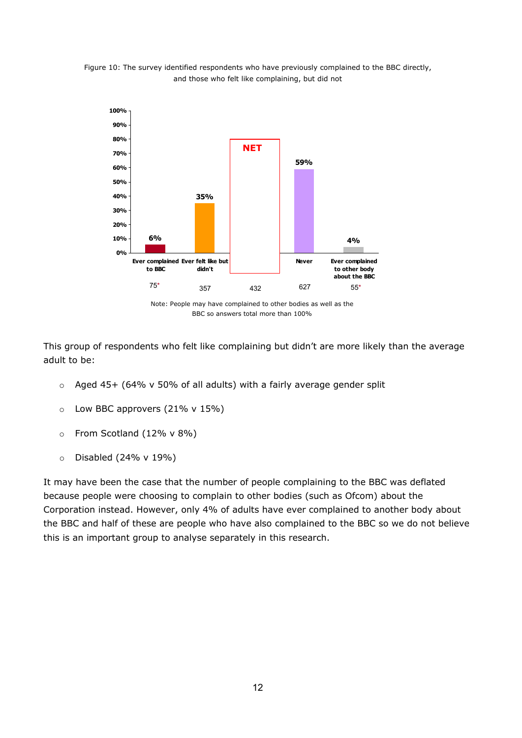Figure 10: The survey identified respondents who have previously complained to the BBC directly, and those who felt like complaining, but did not

| | Ever complained to BBC | Ever felt like but didn't | NET | Never | Ever complained to other body about the BBC |
|---|---|---|---|---|---|
| % | 6% | 35% | | 59% | 4% |
| Base | 75* | 357 | 432 | 627 | 55* |

Note: People may have complained to other bodies as well as the BBC so answers total more than 100%

This group of respondents who felt like complaining but didn't are more likely than the average adult to be:

- Aged 45+ (64% v 50% of all adults) with a fairly average gender split
- Low BBC approvers (21% v 15%)
- From Scotland (12% v 8%)
- Disabled (24% v 19%)

It may have been the case that the number of people complaining to the BBC was deflated because people were choosing to complain to other bodies (such as Ofcom) about the Corporation instead. However, only 4% of adults have ever complained to another body about the BBC and half of these are people who have also complained to the BBC so we do not believe this is an important group to analyse separately in this research.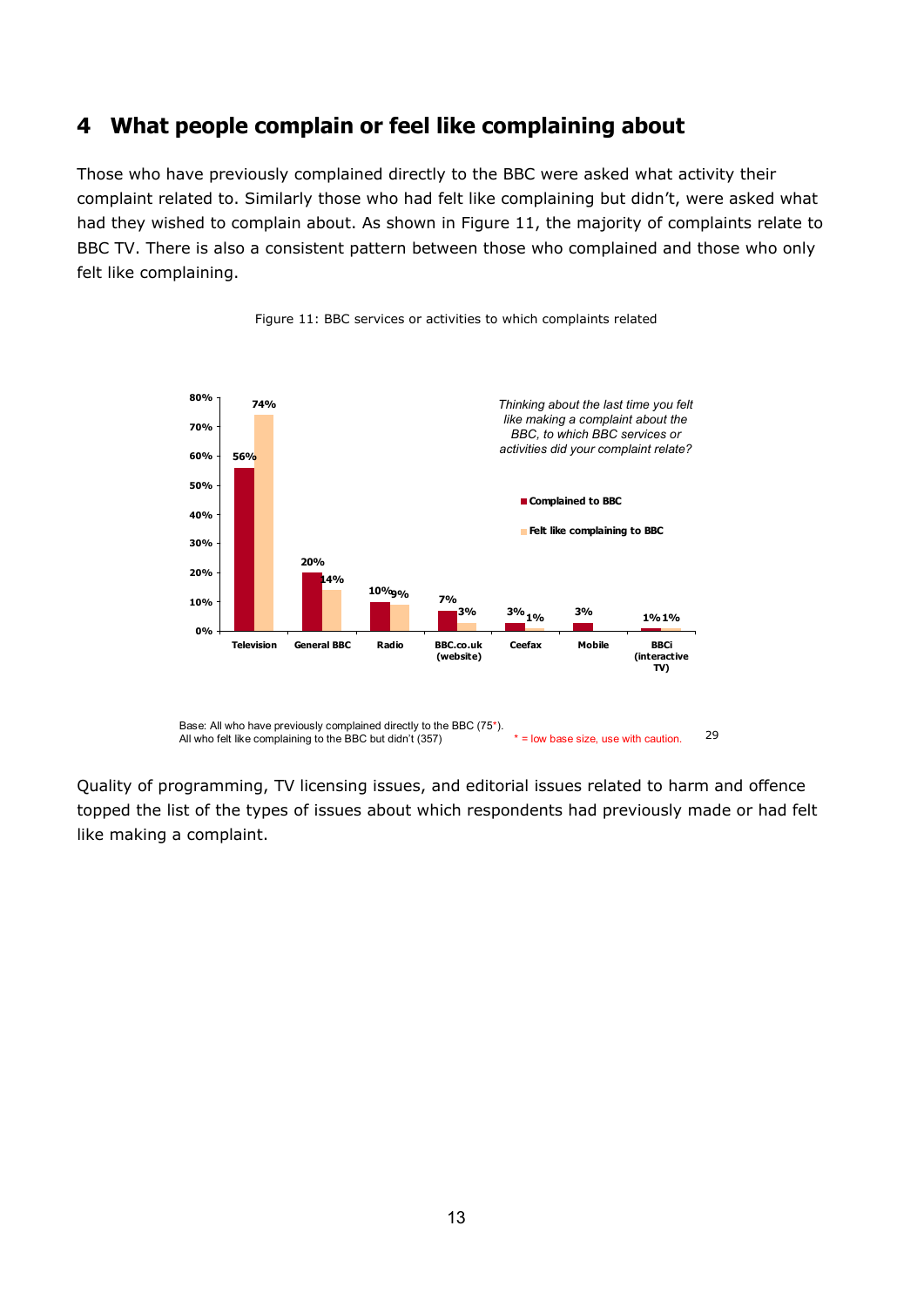# 4 What people complain or feel like complaining about

Those who have previously complained directly to the BBC were asked what activity their complaint related to. Similarly those who had felt like complaining but didn't, were asked what had they wished to complain about. As shown in Figure 11, the majority of complaints relate to BBC TV. There is also a consistent pattern between those who complained and those who only felt like complaining.

Figure 11: BBC services or activities to which complaints related

*Thinking about the last time you felt like making a complaint about the BBC, to which BBC services or activities did your complaint relate?*

| | Complained to BBC | Felt like complaining to BBC |
|---|---|---|
| Television | 56% | 74% |
| General BBC | 20% | 14% |
| Radio | 10% | 9% |
| BBC.co.uk (website) | 7% | 3% |
| Ceefax | 3% | 1% |
| Mobile | 3% | |
| BBCi (interactive TV) | 1% | 1% |

Base: All who have previously complained directly to the BBC (75*).
All who felt like complaining to the BBC but didn't (357)

* = low base size, use with caution.

Quality of programming, TV licensing issues, and editorial issues related to harm and offence topped the list of the types of issues about which respondents had previously made or had felt like making a complaint.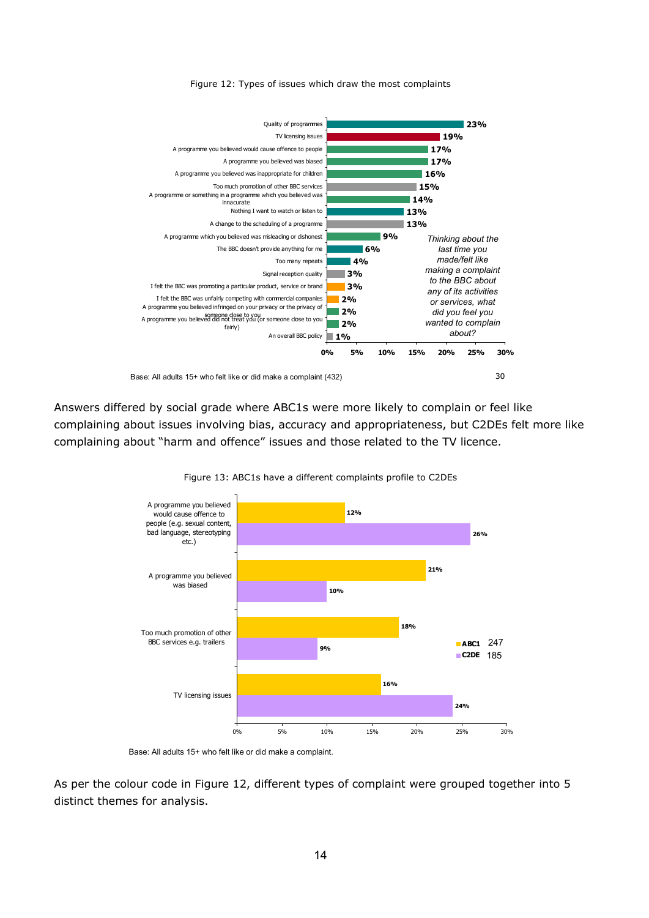Figure 12: Types of issues which draw the most complaints

| Issue | % |
|---|---|
| Quality of programmes | 23% |
| TV licensing issues | 19% |
| A programme you believed would cause offence to people | 17% |
| A programme you believed was biased | 17% |
| A programme you believed was inappropriate for children | 16% |
| Too much promotion of other BBC services | 15% |
| A programme or something in a programme which you believed was innacurate | 14% |
| Nothing I want to watch or listen to | 13% |
| A change to the scheduling of a programme | 13% |
| A programme which you believed was misleading or dishonest | 9% |
| The BBC doesn't provide anything for me | 6% |
| Too many repeats | 4% |
| Signal reception quality | 3% |
| I felt the BBC was promoting a particular product, service or brand | 3% |
| I felt the BBC was unfairly competing with commercial companies | 2% |
| A programme you believed infringed on your privacy or the privacy of someone close to you | 2% |
| A programme you believed did not treat you (or someone close to you fairly) | 2% |
| An overall BBC policy | 1% |

*Thinking about the last time you made/felt like making a complaint to the BBC about any of its activities or services, what did you feel you wanted to complain about?*

Base: All adults 15+ who felt like or did make a complaint (432)

Answers differed by social grade where ABC1s were more likely to complain or feel like complaining about issues involving bias, accuracy and appropriateness, but C2DEs felt more like complaining about "harm and offence" issues and those related to the TV licence.

Figure 13: ABC1s have a different complaints profile to C2DEs

| Issue | ABC1 (247) | C2DE (185) |
|---|---|---|
| A programme you believed would cause offence to people (e.g. sexual content, bad language, stereotyping etc.) | 12% | 26% |
| A programme you believed was biased | 21% | 10% |
| Too much promotion of other BBC services e.g. trailers | 18% | 9% |
| TV licensing issues | 16% | 24% |

Base: All adults 15+ who felt like or did make a complaint.

As per the colour code in Figure 12, different types of complaint were grouped together into 5 distinct themes for analysis.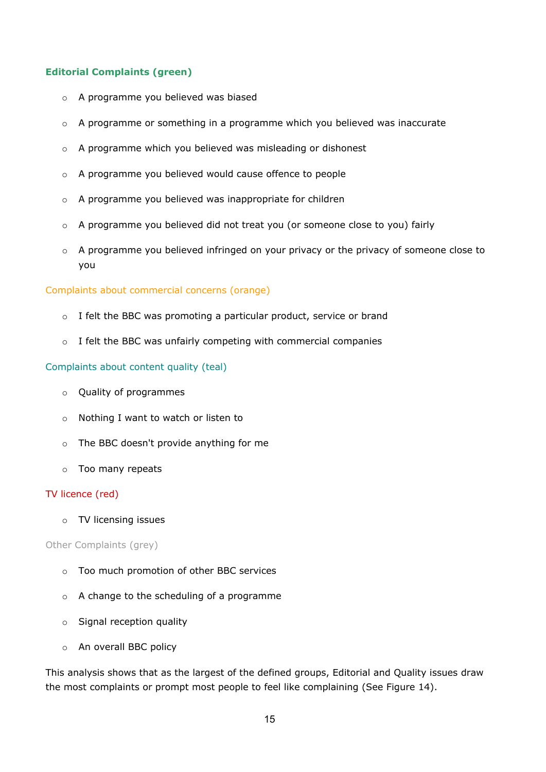**Editorial Complaints (green)**

- A programme you believed was biased
- A programme or something in a programme which you believed was inaccurate
- A programme which you believed was misleading or dishonest
- A programme you believed would cause offence to people
- A programme you believed was inappropriate for children
- A programme you believed did not treat you (or someone close to you) fairly
- A programme you believed infringed on your privacy or the privacy of someone close to you

Complaints about commercial concerns (orange)

- I felt the BBC was promoting a particular product, service or brand
- I felt the BBC was unfairly competing with commercial companies

Complaints about content quality (teal)

- Quality of programmes
- Nothing I want to watch or listen to
- The BBC doesn't provide anything for me
- Too many repeats

TV licence (red)

- TV licensing issues

Other Complaints (grey)

- Too much promotion of other BBC services
- A change to the scheduling of a programme
- Signal reception quality
- An overall BBC policy

This analysis shows that as the largest of the defined groups, Editorial and Quality issues draw the most complaints or prompt most people to feel like complaining (See Figure 14).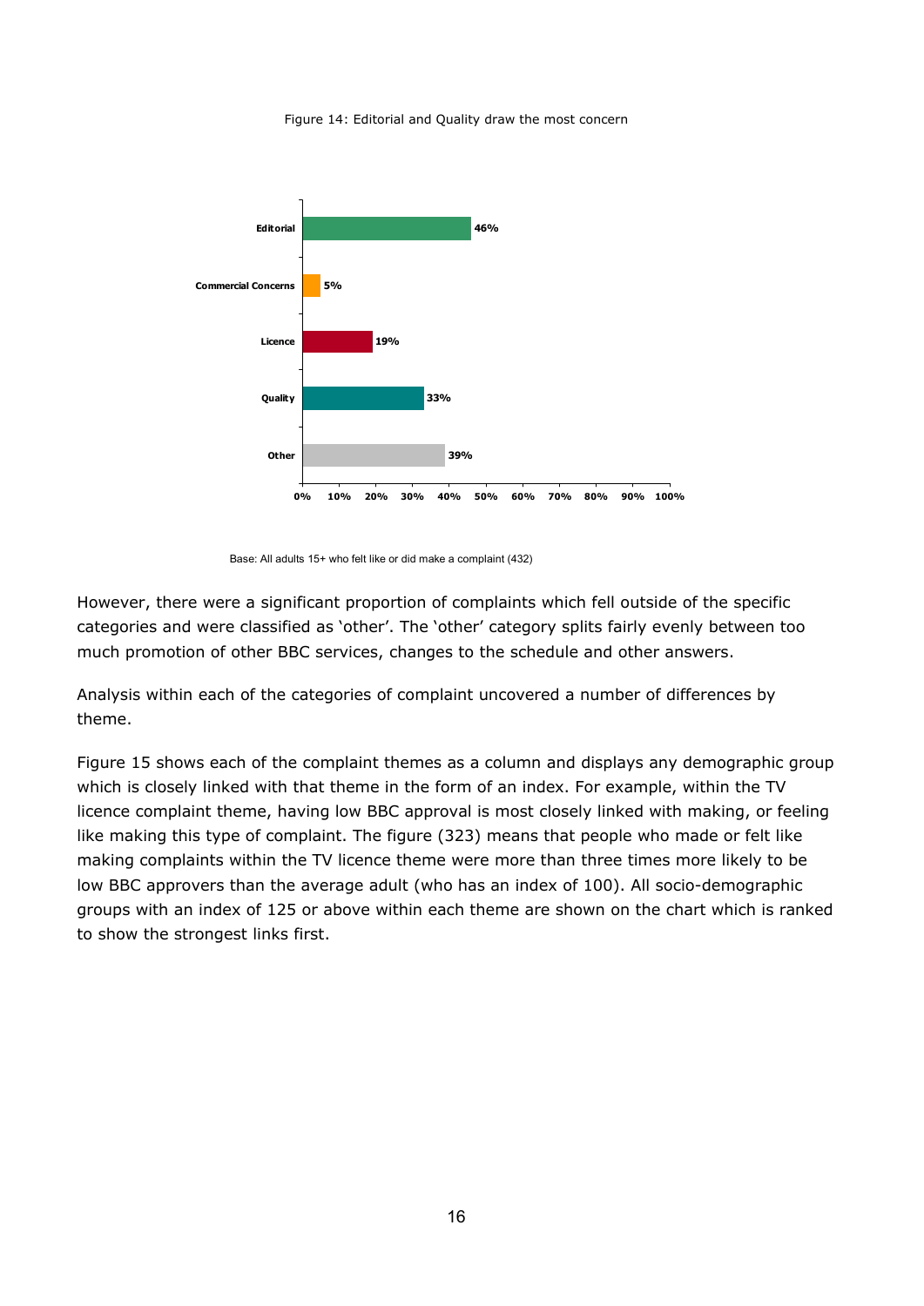Figure 14: Editorial and Quality draw the most concern

| Category | Percentage |
|---|---|
| Editorial | 46% |
| Commercial Concerns | 5% |
| Licence | 19% |
| Quality | 33% |
| Other | 39% |

Base: All adults 15+ who felt like or did make a complaint (432)

However, there were a significant proportion of complaints which fell outside of the specific categories and were classified as 'other'. The 'other' category splits fairly evenly between too much promotion of other BBC services, changes to the schedule and other answers.

Analysis within each of the categories of complaint uncovered a number of differences by theme.

Figure 15 shows each of the complaint themes as a column and displays any demographic group which is closely linked with that theme in the form of an index. For example, within the TV licence complaint theme, having low BBC approval is most closely linked with making, or feeling like making this type of complaint. The figure (323) means that people who made or felt like making complaints within the TV licence theme were more than three times more likely to be low BBC approvers than the average adult (who has an index of 100). All socio-demographic groups with an index of 125 or above within each theme are shown on the chart which is ranked to show the strongest links first.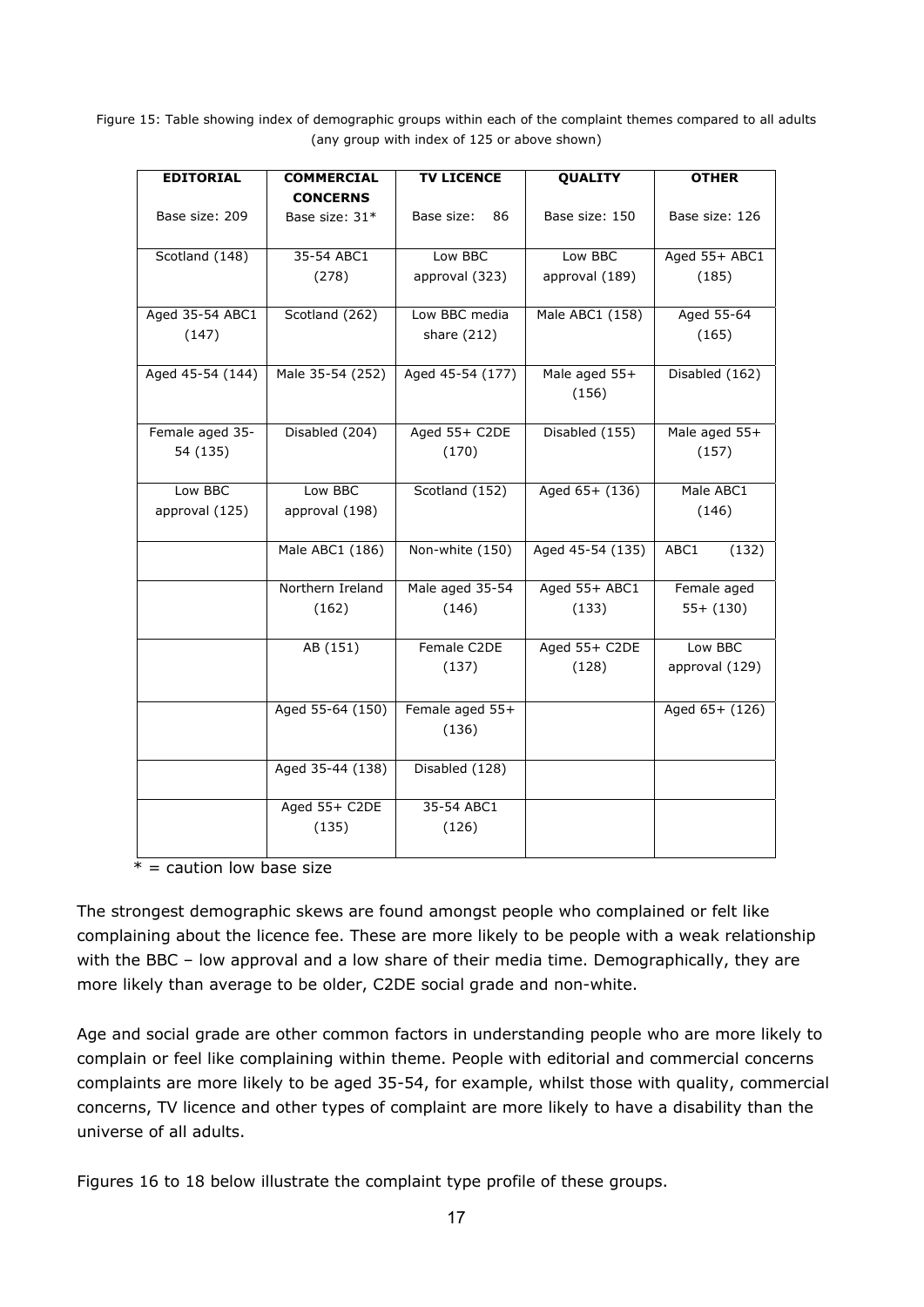Figure 15: Table showing index of demographic groups within each of the complaint themes compared to all adults (any group with index of 125 or above shown)

| EDITORIAL | COMMERCIAL CONCERNS | TV LICENCE | QUALITY | OTHER |
|---|---|---|---|---|
| Base size: 209 | Base size: 31* | Base size: 86 | Base size: 150 | Base size: 126 |
| Scotland (148) | 35-54 ABC1 (278) | Low BBC approval (323) | Low BBC approval (189) | Aged 55+ ABC1 (185) |
| Aged 35-54 ABC1 (147) | Scotland (262) | Low BBC media share (212) | Male ABC1 (158) | Aged 55-64 (165) |
| Aged 45-54 (144) | Male 35-54 (252) | Aged 45-54 (177) | Male aged 55+ (156) | Disabled (162) |
| Female aged 35-54 (135) | Disabled (204) | Aged 55+ C2DE (170) | Disabled (155) | Male aged 55+ (157) |
| Low BBC approval (125) | Low BBC approval (198) | Scotland (152) | Aged 65+ (136) | Male ABC1 (146) |
| | Male ABC1 (186) | Non-white (150) | Aged 45-54 (135) | ABC1 (132) |
| | Northern Ireland (162) | Male aged 35-54 (146) | Aged 55+ ABC1 (133) | Female aged 55+ (130) |
| | AB (151) | Female C2DE (137) | Aged 55+ C2DE (128) | Low BBC approval (129) |
| | Aged 55-64 (150) | Female aged 55+ (136) | | Aged 65+ (126) |
| | Aged 35-44 (138) | Disabled (128) | | |
| | Aged 55+ C2DE (135) | 35-54 ABC1 (126) | | |

* = caution low base size

The strongest demographic skews are found amongst people who complained or felt like complaining about the licence fee. These are more likely to be people with a weak relationship with the BBC – low approval and a low share of their media time. Demographically, they are more likely than average to be older, C2DE social grade and non-white.

Age and social grade are other common factors in understanding people who are more likely to complain or feel like complaining within theme. People with editorial and commercial concerns complaints are more likely to be aged 35-54, for example, whilst those with quality, commercial concerns, TV licence and other types of complaint are more likely to have a disability than the universe of all adults.

Figures 16 to 18 below illustrate the complaint type profile of these groups.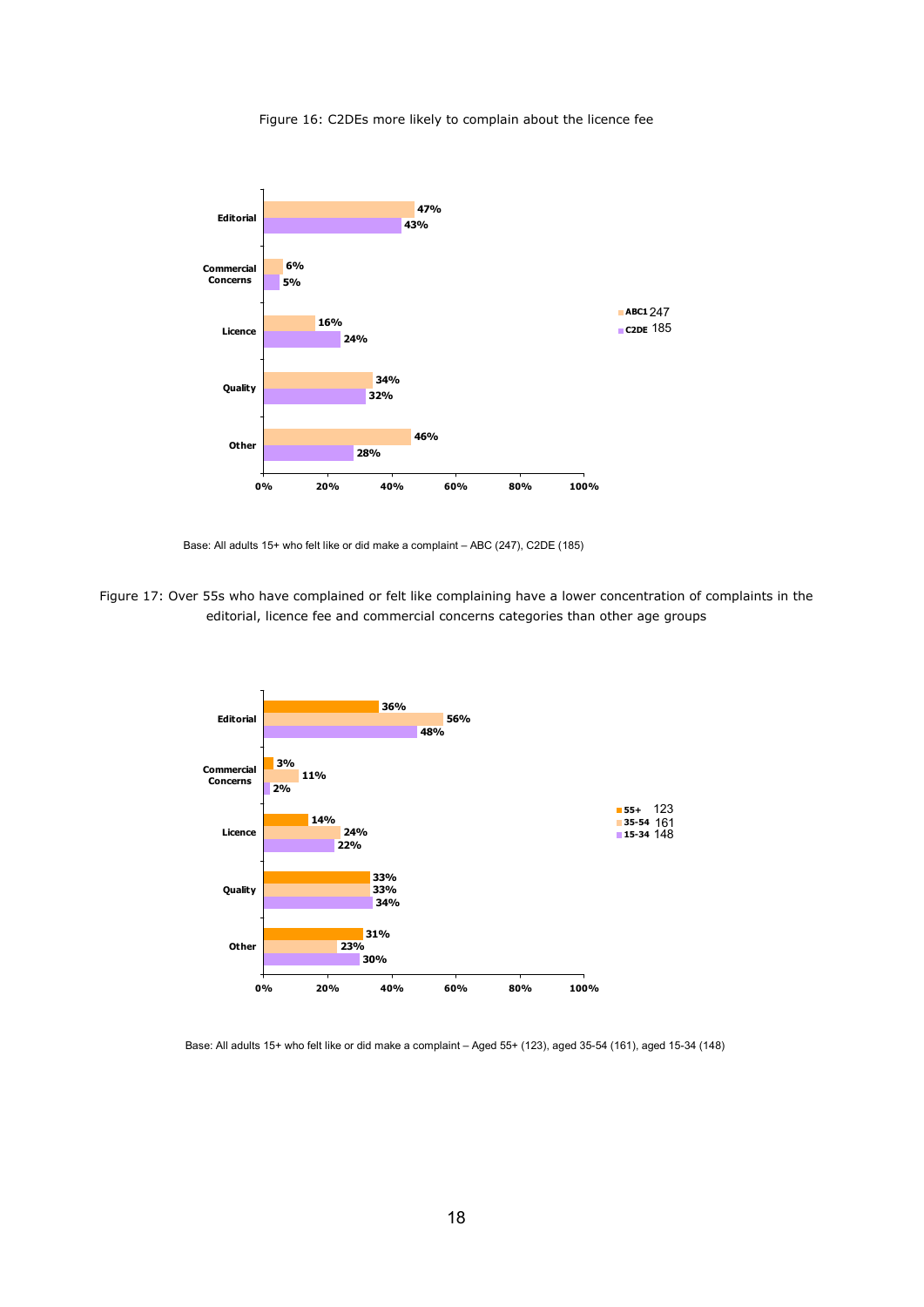Figure 16: C2DEs more likely to complain about the licence fee

| | ABC1 247 | C2DE 185 |
|---|---|---|
| Editorial | 47% | 43% |
| Commercial Concerns | 6% | 5% |
| Licence | 16% | 24% |
| Quality | 34% | 32% |
| Other | 46% | 28% |

Base: All adults 15+ who felt like or did make a complaint – ABC (247), C2DE (185)

Figure 17: Over 55s who have complained or felt like complaining have a lower concentration of complaints in the editorial, licence fee and commercial concerns categories than other age groups

| | 55+ 123 | 35-54 161 | 15-34 148 |
|---|---|---|---|
| Editorial | 36% | 56% | 48% |
| Commercial Concerns | 3% | 11% | 2% |
| Licence | 14% | 24% | 22% |
| Quality | 33% | 33% | 34% |
| Other | 31% | 23% | 30% |

Base: All adults 15+ who felt like or did make a complaint – Aged 55+ (123), aged 35-54 (161), aged 15-34 (148)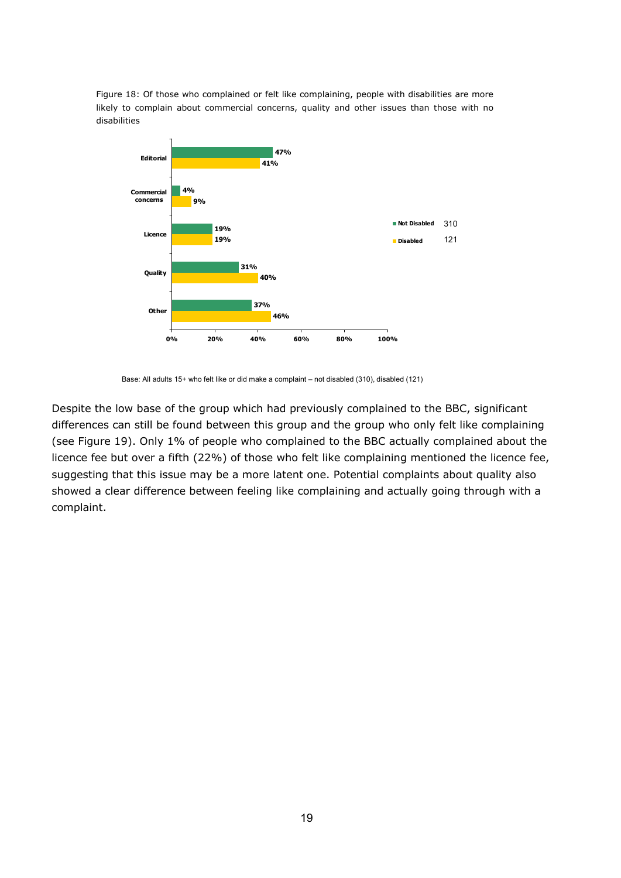Figure 18: Of those who complained or felt like complaining, people with disabilities are more likely to complain about commercial concerns, quality and other issues than those with no disabilities

| | Not Disabled (310) | Disabled (121) |
|---|---|---|
| Editorial | 47% | 41% |
| Commercial concerns | 4% | 9% |
| Licence | 19% | 19% |
| Quality | 31% | 40% |
| Other | 37% | 46% |

Base: All adults 15+ who felt like or did make a complaint – not disabled (310), disabled (121)

Despite the low base of the group which had previously complained to the BBC, significant differences can still be found between this group and the group who only felt like complaining (see Figure 19). Only 1% of people who complained to the BBC actually complained about the licence fee but over a fifth (22%) of those who felt like complaining mentioned the licence fee, suggesting that this issue may be a more latent one. Potential complaints about quality also showed a clear difference between feeling like complaining and actually going through with a complaint.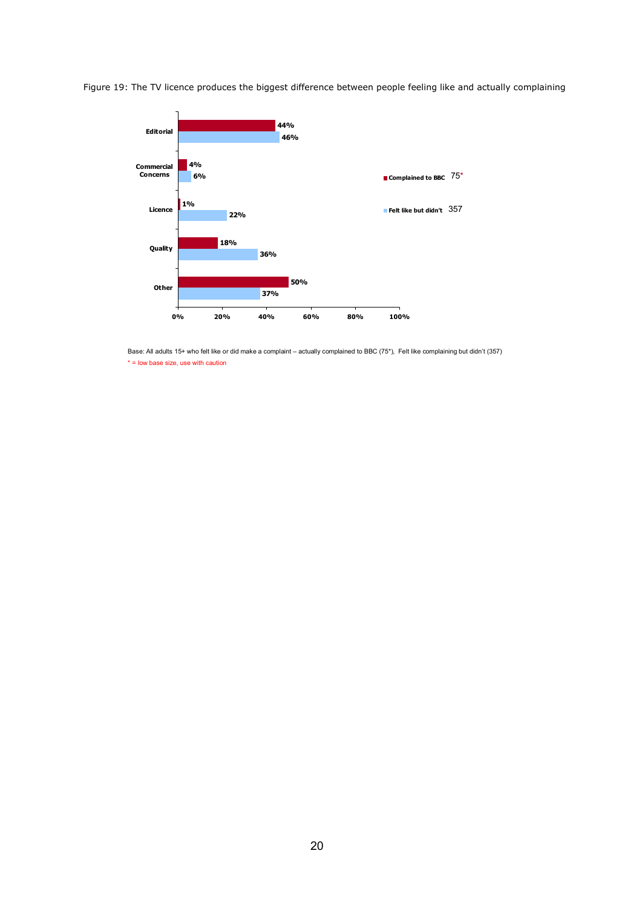Figure 19: The TV licence produces the biggest difference between people feeling like and actually complaining

| | Complained to BBC 75* | Felt like but didn't 357 |
|---|---|---|
| Editorial | 44% | 46% |
| Commercial Concerns | 4% | 6% |
| Licence | 1% | 22% |
| Quality | 18% | 36% |
| Other | 50% | 37% |

Base: All adults 15+ who felt like or did make a complaint – actually complained to BBC (75*), Felt like complaining but didn't (357)

* = low base size, use with caution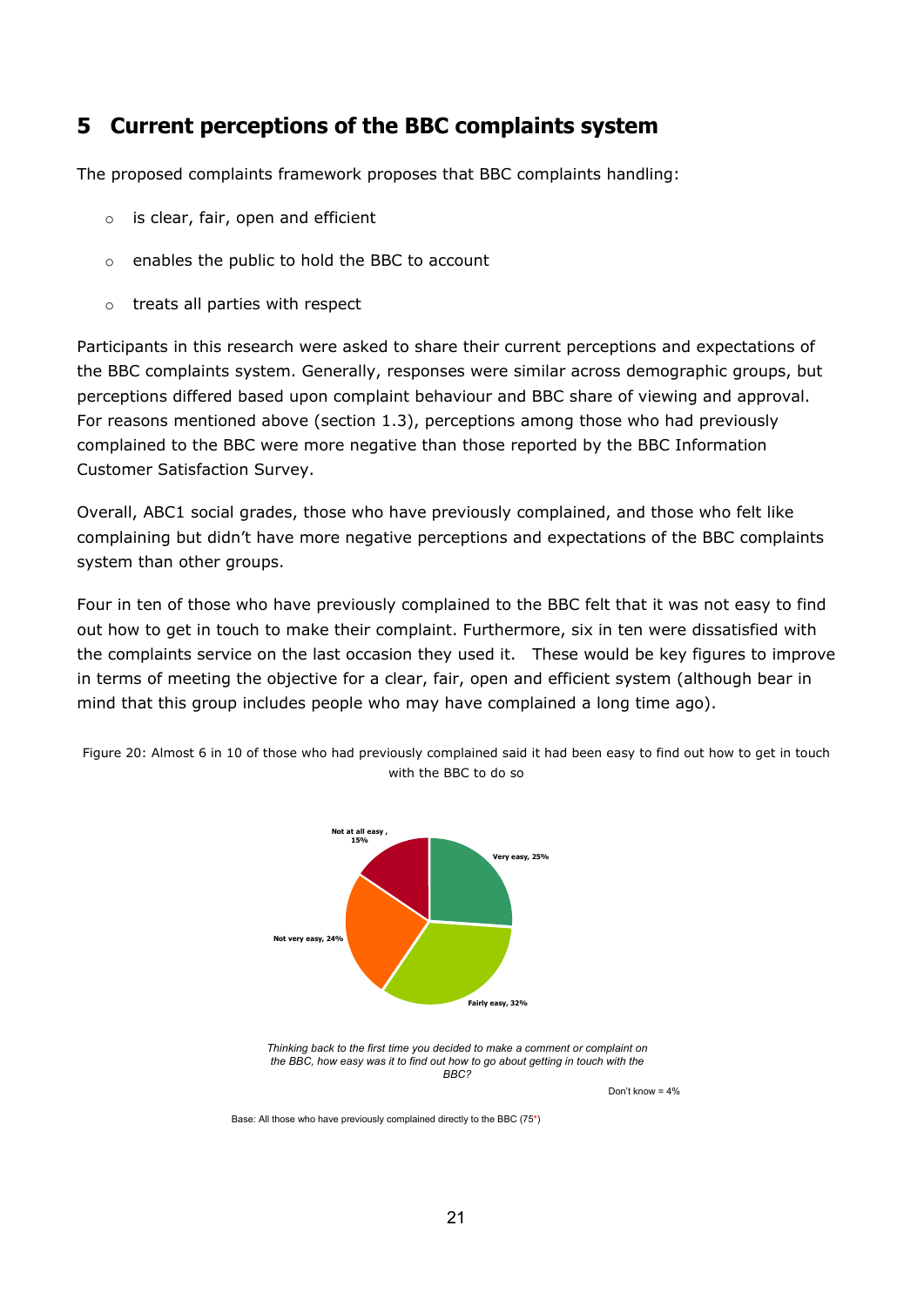# 5 Current perceptions of the BBC complaints system

The proposed complaints framework proposes that BBC complaints handling:

- is clear, fair, open and efficient
- enables the public to hold the BBC to account
- treats all parties with respect

Participants in this research were asked to share their current perceptions and expectations of the BBC complaints system. Generally, responses were similar across demographic groups, but perceptions differed based upon complaint behaviour and BBC share of viewing and approval. For reasons mentioned above (section 1.3), perceptions among those who had previously complained to the BBC were more negative than those reported by the BBC Information Customer Satisfaction Survey.

Overall, ABC1 social grades, those who have previously complained, and those who felt like complaining but didn't have more negative perceptions and expectations of the BBC complaints system than other groups.

Four in ten of those who have previously complained to the BBC felt that it was not easy to find out how to get in touch to make their complaint. Furthermore, six in ten were dissatisfied with the complaints service on the last occasion they used it. These would be key figures to improve in terms of meeting the objective for a clear, fair, open and efficient system (although bear in mind that this group includes people who may have complained a long time ago).

Figure 20: Almost 6 in 10 of those who had previously complained said it had been easy to find out how to get in touch with the BBC to do so

| Response | % |
|---|---|
| Very easy | 25% |
| Fairly easy | 32% |
| Not very easy | 24% |
| Not at all easy | 15% |

*Thinking back to the first time you decided to make a comment or complaint on the BBC, how easy was it to find out how to go about getting in touch with the BBC?*

Don't know = 4%

Base: All those who have previously complained directly to the BBC (75*)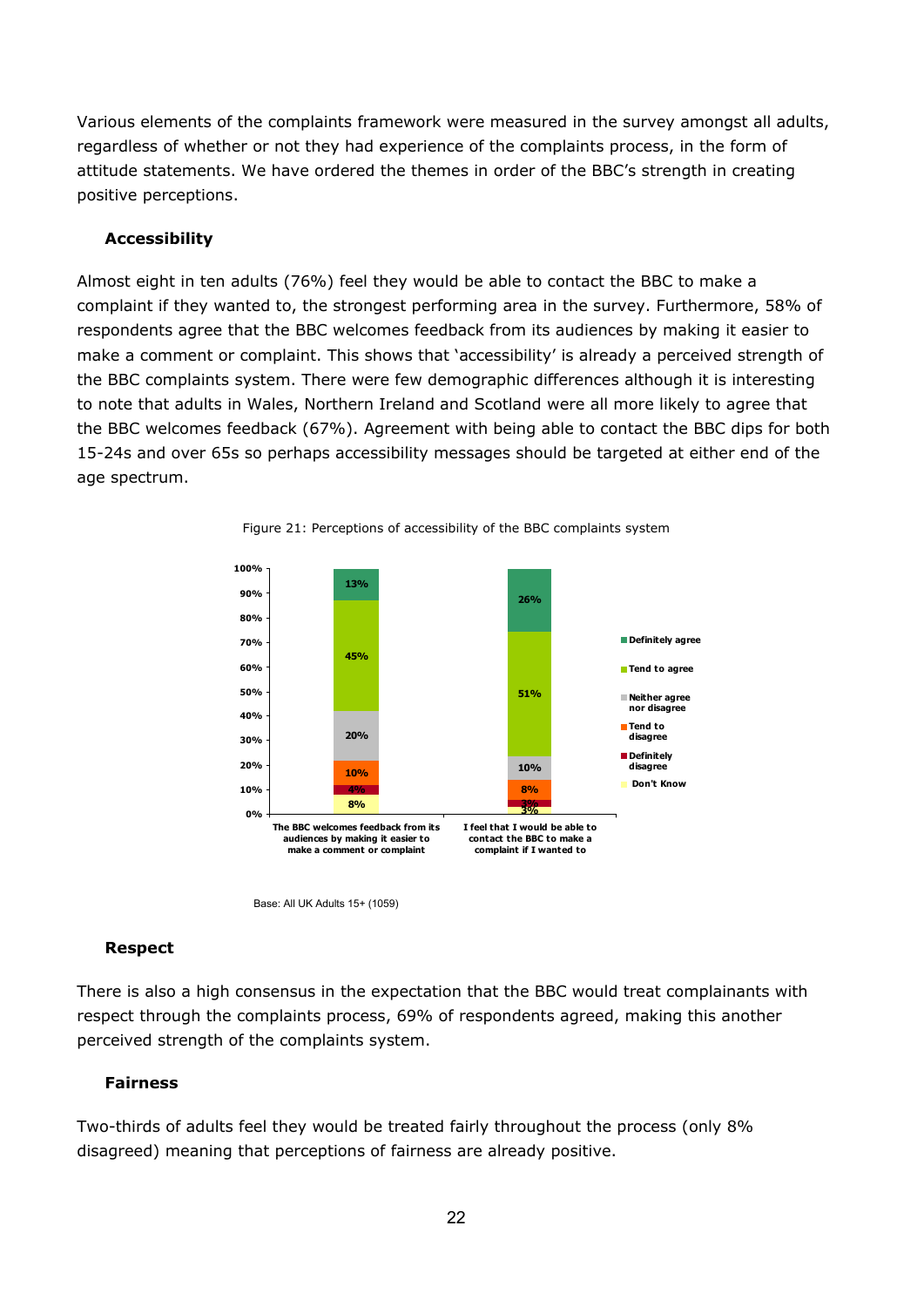Various elements of the complaints framework were measured in the survey amongst all adults, regardless of whether or not they had experience of the complaints process, in the form of attitude statements. We have ordered the themes in order of the BBC's strength in creating positive perceptions.

### Accessibility

Almost eight in ten adults (76%) feel they would be able to contact the BBC to make a complaint if they wanted to, the strongest performing area in the survey. Furthermore, 58% of respondents agree that the BBC welcomes feedback from its audiences by making it easier to make a comment or complaint. This shows that 'accessibility' is already a perceived strength of the BBC complaints system. There were few demographic differences although it is interesting to note that adults in Wales, Northern Ireland and Scotland were all more likely to agree that the BBC welcomes feedback (67%). Agreement with being able to contact the BBC dips for both 15-24s and over 65s so perhaps accessibility messages should be targeted at either end of the age spectrum.

Figure 21: Perceptions of accessibility of the BBC complaints system

| | The BBC welcomes feedback from its audiences by making it easier to make a comment or complaint | I feel that I would be able to contact the BBC to make a complaint if I wanted to |
|---|---|---|
| Definitely agree | 13% | 26% |
| Tend to agree | 45% | 51% |
| Neither agree nor disagree | 20% | 10% |
| Tend to disagree | 10% | 8% |
| Definitely disagree | 4% | 3% |
| Don't Know | 8% | 3% |

Base: All UK Adults 15+ (1059)

### Respect

There is also a high consensus in the expectation that the BBC would treat complainants with respect through the complaints process, 69% of respondents agreed, making this another perceived strength of the complaints system.

### Fairness

Two-thirds of adults feel they would be treated fairly throughout the process (only 8% disagreed) meaning that perceptions of fairness are already positive.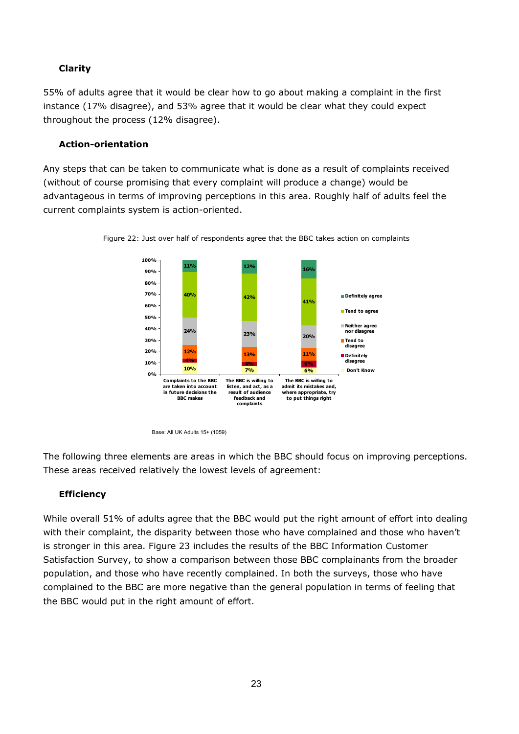### Clarity

55% of adults agree that it would be clear how to go about making a complaint in the first instance (17% disagree), and 53% agree that it would be clear what they could expect throughout the process (12% disagree).

### Action-orientation

Any steps that can be taken to communicate what is done as a result of complaints received (without of course promising that every complaint will produce a change) would be advantageous in terms of improving perceptions in this area. Roughly half of adults feel the current complaints system is action-oriented.

Figure 22: Just over half of respondents agree that the BBC takes action on complaints

| | Complaints to the BBC are taken into account in future decisions the BBC makes | The BBC is willing to listen, and act, as a result of audience feedback and complaints | The BBC is willing to admit its mistakes and, where appropriate, try to put things right |
|---|---|---|---|
| Definitely agree | 11% | 12% | 16% |
| Tend to agree | 40% | 42% | 41% |
| Neither agree nor disagree | 24% | 23% | 20% |
| Tend to disagree | 12% | 13% | 11% |
| Definitely disagree | 4% | 4% | 6% |
| Don't Know | 10% | 7% | 6% |

Base: All UK Adults 15+ (1059)

The following three elements are areas in which the BBC should focus on improving perceptions. These areas received relatively the lowest levels of agreement:

### Efficiency

While overall 51% of adults agree that the BBC would put the right amount of effort into dealing with their complaint, the disparity between those who have complained and those who haven't is stronger in this area. Figure 23 includes the results of the BBC Information Customer Satisfaction Survey, to show a comparison between those BBC complainants from the broader population, and those who have recently complained. In both the surveys, those who have complained to the BBC are more negative than the general population in terms of feeling that the BBC would put in the right amount of effort.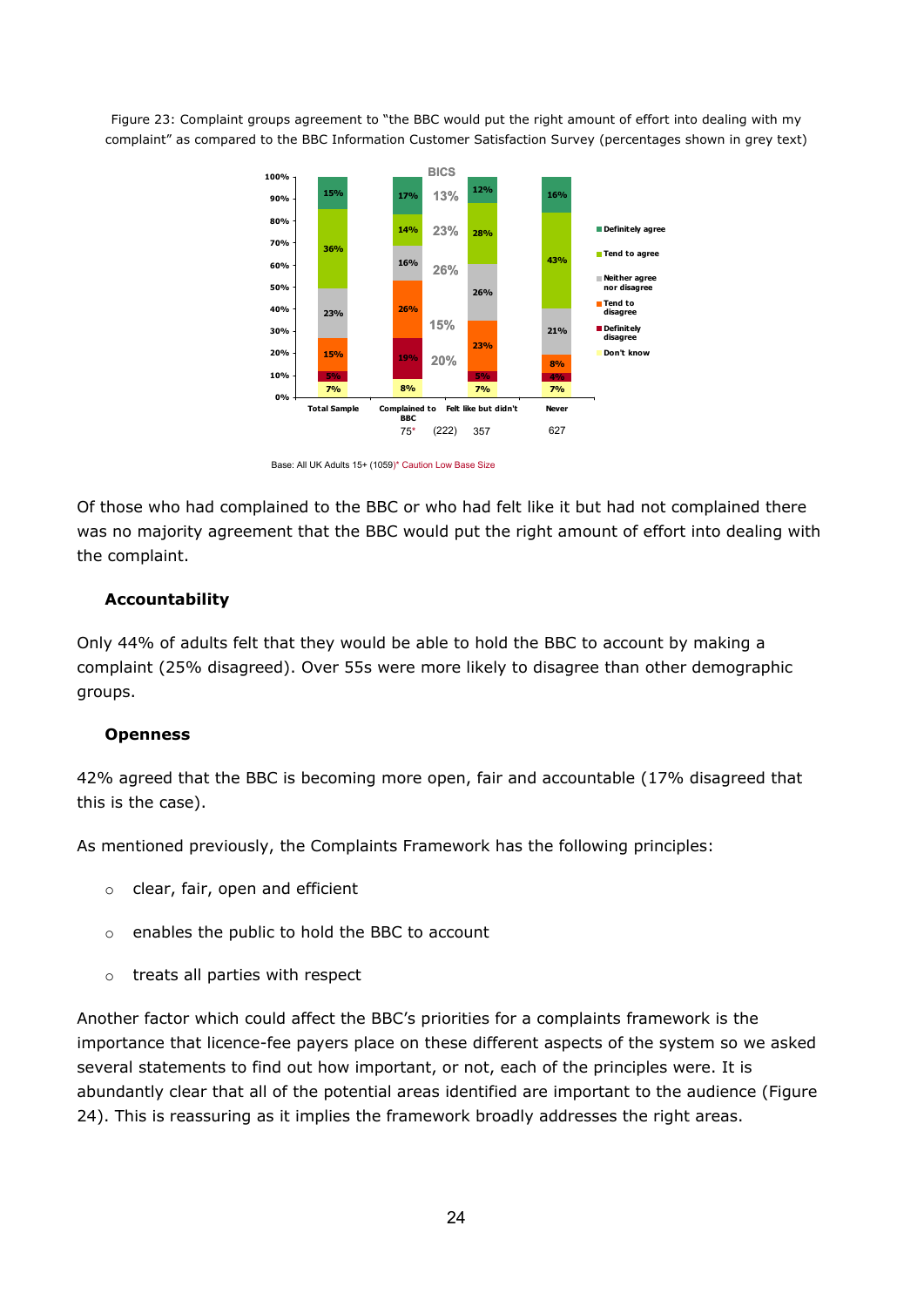Figure 23: Complaint groups agreement to "the BBC would put the right amount of effort into dealing with my complaint" as compared to the BBC Information Customer Satisfaction Survey (percentages shown in grey text)

| | Total Sample | Complained to BBC | BICS | Felt like but didn't | Never |
|---|---|---|---|---|---|
| Definitely agree | 15% | 17% | 13% | 12% | 16% |
| Tend to agree | 36% | 14% | 23% | 28% | 43% |
| Neither agree nor disagree | 23% | 16% | 26% | 26% | 21% |
| Tend to disagree | 15% | 26% | 15% | 23% | 8% |
| Definitely disagree | 5% | 19% | 20% | 5% | 4% |
| Don't know | 7% | 8% | | 7% | 7% |
| Base | | 75* | (222) | 357 | 627 |

Base: All UK Adults 15+ (1059)* Caution Low Base Size

Of those who had complained to the BBC or who had felt like it but had not complained there was no majority agreement that the BBC would put the right amount of effort into dealing with the complaint.

### Accountability

Only 44% of adults felt that they would be able to hold the BBC to account by making a complaint (25% disagreed). Over 55s were more likely to disagree than other demographic groups.

### Openness

42% agreed that the BBC is becoming more open, fair and accountable (17% disagreed that this is the case).

As mentioned previously, the Complaints Framework has the following principles:

- clear, fair, open and efficient
- enables the public to hold the BBC to account
- treats all parties with respect

Another factor which could affect the BBC's priorities for a complaints framework is the importance that licence-fee payers place on these different aspects of the system so we asked several statements to find out how important, or not, each of the principles were. It is abundantly clear that all of the potential areas identified are important to the audience (Figure 24). This is reassuring as it implies the framework broadly addresses the right areas.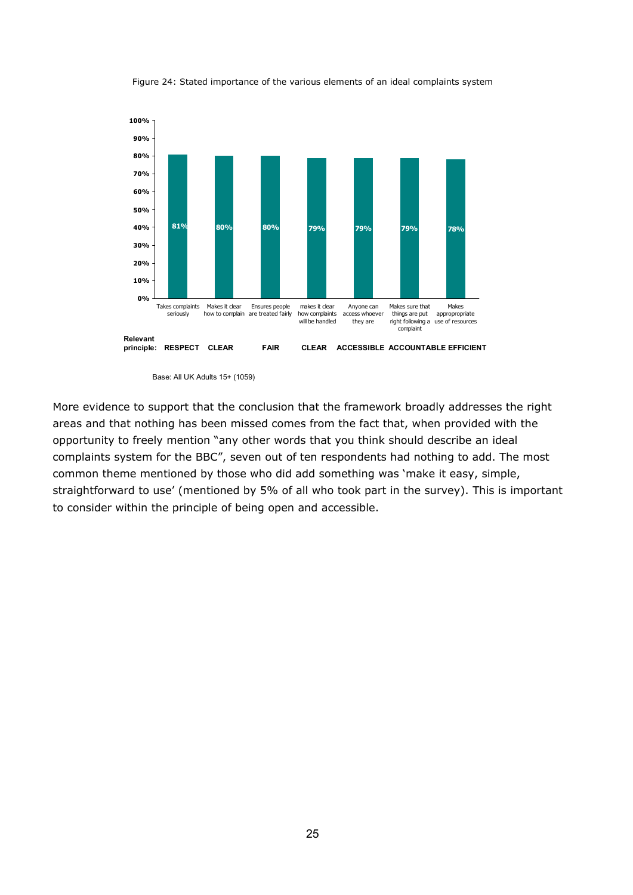Figure 24: Stated importance of the various elements of an ideal complaints system

| Element | Relevant principle | % |
|---|---|---|
| Takes complaints seriously | RESPECT | 81% |
| Makes it clear how to complain | CLEAR | 80% |
| Ensures people are treated fairly | FAIR | 80% |
| makes it clear how complaints will be handled | CLEAR | 79% |
| Anyone can access whoever they are | ACCESSIBLE | 79% |
| Makes sure that things are put right following a complaint | ACCOUNTABLE | 79% |
| Makes appropropriate use of resources | EFFICIENT | 78% |

Base: All UK Adults 15+ (1059)

More evidence to support that the conclusion that the framework broadly addresses the right areas and that nothing has been missed comes from the fact that, when provided with the opportunity to freely mention "any other words that you think should describe an ideal complaints system for the BBC", seven out of ten respondents had nothing to add. The most common theme mentioned by those who did add something was 'make it easy, simple, straightforward to use' (mentioned by 5% of all who took part in the survey). This is important to consider within the principle of being open and accessible.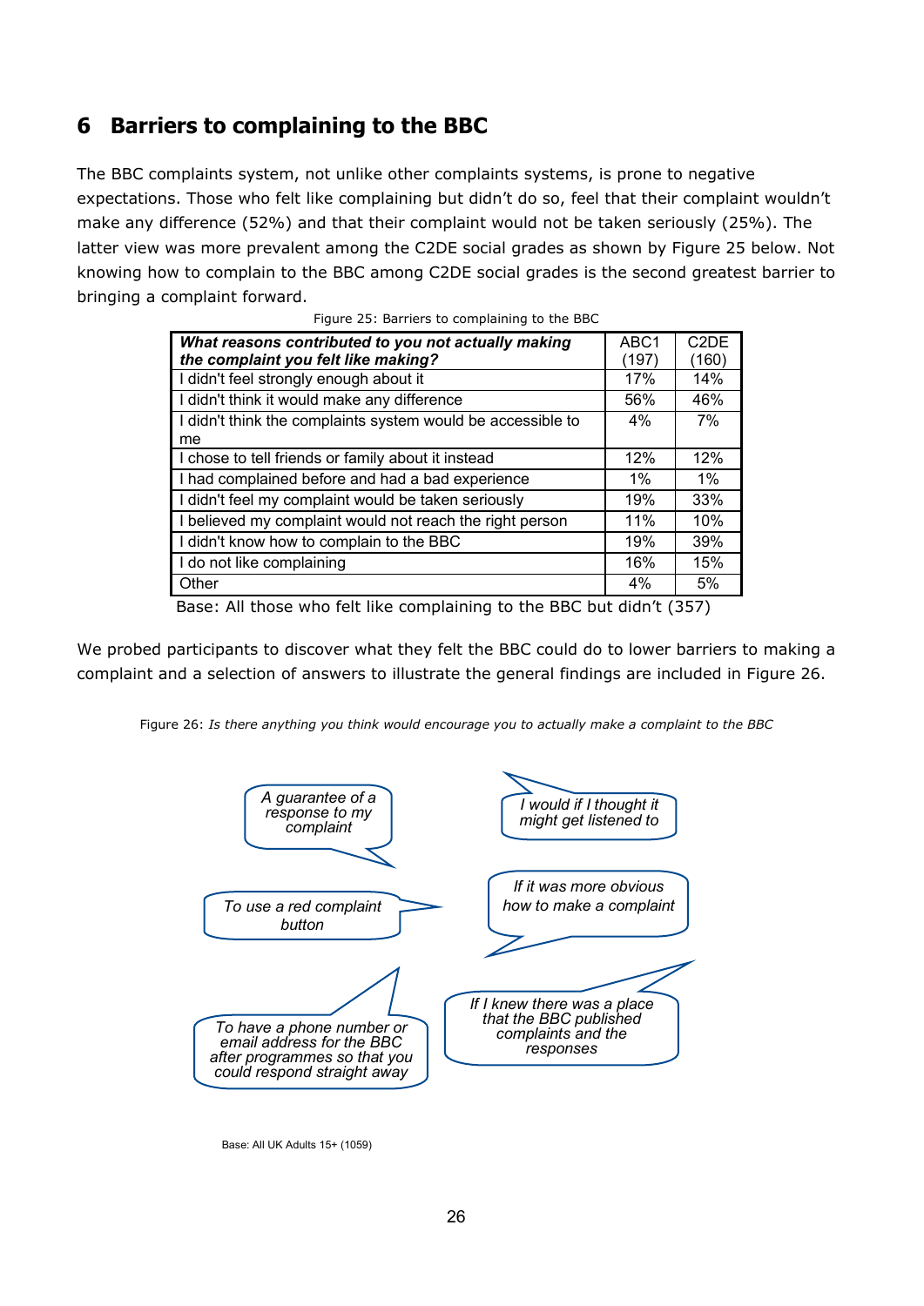# 6 Barriers to complaining to the BBC

The BBC complaints system, not unlike other complaints systems, is prone to negative expectations. Those who felt like complaining but didn't do so, feel that their complaint wouldn't make any difference (52%) and that their complaint would not be taken seriously (25%). The latter view was more prevalent among the C2DE social grades as shown by Figure 25 below. Not knowing how to complain to the BBC among C2DE social grades is the second greatest barrier to bringing a complaint forward.

Figure 25: Barriers to complaining to the BBC

| ***What reasons contributed to you not actually making the complaint you felt like making?*** | ABC1 (197) | C2DE (160) |
|---|---|---|
| I didn't feel strongly enough about it | 17% | 14% |
| I didn't think it would make any difference | 56% | 46% |
| I didn't think the complaints system would be accessible to me | 4% | 7% |
| I chose to tell friends or family about it instead | 12% | 12% |
| I had complained before and had a bad experience | 1% | 1% |
| I didn't feel my complaint would be taken seriously | 19% | 33% |
| I believed my complaint would not reach the right person | 11% | 10% |
| I didn't know how to complain to the BBC | 19% | 39% |
| I do not like complaining | 16% | 15% |
| Other | 4% | 5% |

Base: All those who felt like complaining to the BBC but didn't (357)

We probed participants to discover what they felt the BBC could do to lower barriers to making a complaint and a selection of answers to illustrate the general findings are included in Figure 26.

Figure 26: *Is there anything you think would encourage you to actually make a complaint to the BBC*

- *A guarantee of a response to my complaint*
- *I would if I thought it might get listened to*
- *To use a red complaint button*
- *If it was more obvious how to make a complaint*
- *To have a phone number or email address for the BBC after programmes so that you could respond straight away*
- *If I knew there was a place that the BBC published complaints and the responses*

Base: All UK Adults 15+ (1059)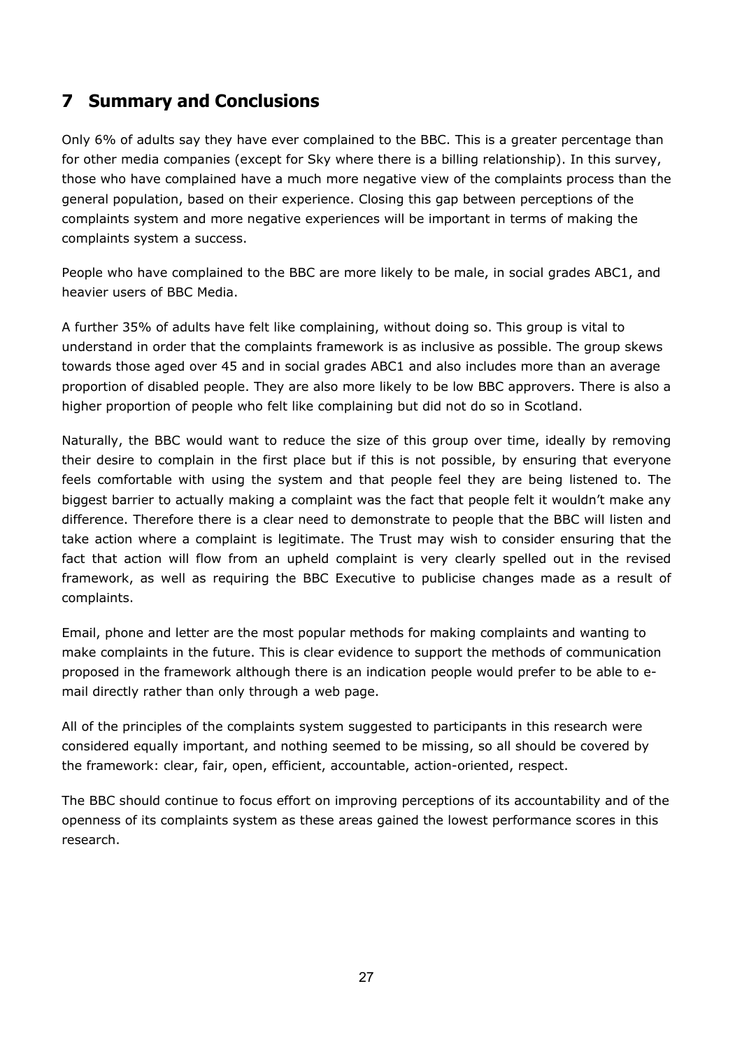## 7 Summary and Conclusions

Only 6% of adults say they have ever complained to the BBC. This is a greater percentage than for other media companies (except for Sky where there is a billing relationship). In this survey, those who have complained have a much more negative view of the complaints process than the general population, based on their experience. Closing this gap between perceptions of the complaints system and more negative experiences will be important in terms of making the complaints system a success.

People who have complained to the BBC are more likely to be male, in social grades ABC1, and heavier users of BBC Media.

A further 35% of adults have felt like complaining, without doing so. This group is vital to understand in order that the complaints framework is as inclusive as possible. The group skews towards those aged over 45 and in social grades ABC1 and also includes more than an average proportion of disabled people. They are also more likely to be low BBC approvers. There is also a higher proportion of people who felt like complaining but did not do so in Scotland.

Naturally, the BBC would want to reduce the size of this group over time, ideally by removing their desire to complain in the first place but if this is not possible, by ensuring that everyone feels comfortable with using the system and that people feel they are being listened to. The biggest barrier to actually making a complaint was the fact that people felt it wouldn't make any difference. Therefore there is a clear need to demonstrate to people that the BBC will listen and take action where a complaint is legitimate. The Trust may wish to consider ensuring that the fact that action will flow from an upheld complaint is very clearly spelled out in the revised framework, as well as requiring the BBC Executive to publicise changes made as a result of complaints.

Email, phone and letter are the most popular methods for making complaints and wanting to make complaints in the future. This is clear evidence to support the methods of communication proposed in the framework although there is an indication people would prefer to be able to e-mail directly rather than only through a web page.

All of the principles of the complaints system suggested to participants in this research were considered equally important, and nothing seemed to be missing, so all should be covered by the framework: clear, fair, open, efficient, accountable, action-oriented, respect.

The BBC should continue to focus effort on improving perceptions of its accountability and of the openness of its complaints system as these areas gained the lowest performance scores in this research.